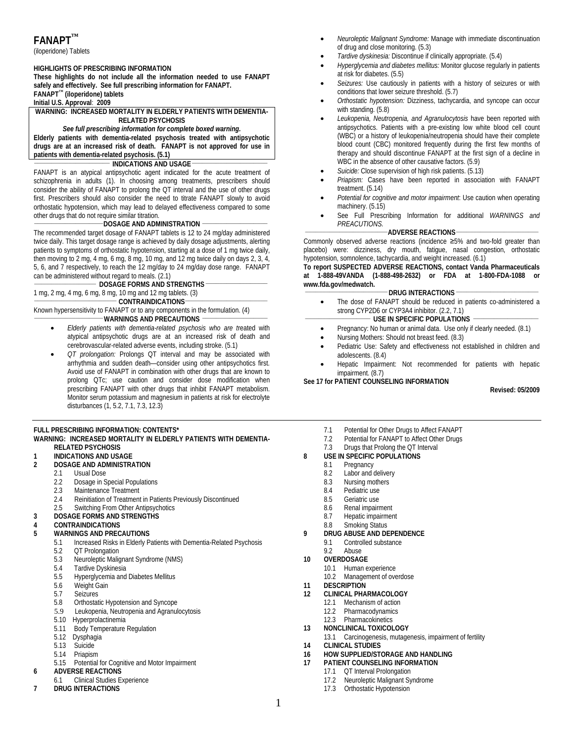# FANAPT™

(iloperidone) Tablets

**HIGHLIGHTS OF PRESCRIBING INFORMATION**

**These highlights do not include all the information needed to use FANAPT safely and effectively. See full prescribing information for FANAPT.**

**FANAPT™ (iloperidone) tablets**

**Initial U.S. Approval: 2009**

**WARNING: INCREASED MORTALITY IN ELDERLY PATIENTS WITH DEMENTIA-RELATED PSYCHOSIS**

***See full prescribing information for complete boxed warning.***

**Elderly patients with dementia-related psychosis treated with antipsychotic drugs are at an increased risk of death. FANAPT is not approved for use in patients with dementia-related psychosis. (5.1)**

## INDICATIONS AND USAGE

FANAPT is an atypical antipsychotic agent indicated for the acute treatment of schizophrenia in adults (1). In choosing among treatments, prescribers should consider the ability of FANAPT to prolong the QT interval and the use of other drugs first. Prescribers should also consider the need to titrate FANAPT slowly to avoid orthostatic hypotension, which may lead to delayed effectiveness compared to some other drugs that do not require similar titration.

## DOSAGE AND ADMINISTRATION

The recommended target dosage of FANAPT tablets is 12 to 24 mg/day administered twice daily. This target dosage range is achieved by daily dosage adjustments, alerting patients to symptoms of orthostatic hypotension, starting at a dose of 1 mg twice daily, then moving to 2 mg, 4 mg, 6 mg, 8 mg, 10 mg, and 12 mg twice daily on days 2, 3, 4, 5, 6, and 7 respectively, to reach the 12 mg/day to 24 mg/day dose range. FANAPT can be administered without regard to meals. (2.1)

## DOSAGE FORMS AND STRENGTHS

1 mg, 2 mg, 4 mg, 6 mg, 8 mg, 10 mg and 12 mg tablets. (3)

## CONTRAINDICATIONS

Known hypersensitivity to FANAPT or to any components in the formulation. (4)

## WARNINGS AND PRECAUTIONS

- *Elderly patients with dementia-related psychosis who are t*reated with atypical antipsychotic drugs are at an increased risk of death and cerebrovascular-related adverse events, including stroke. (5.1)
- *QT prolongation:* Prolongs QT interval and may be associated with arrhythmia and sudden death—consider using other antipsychotics first. Avoid use of FANAPT in combination with other drugs that are known to prolong QTc; use caution and consider dose modification when prescribing FANAPT with other drugs that inhibit FANAPT metabolism. Monitor serum potassium and magnesium in patients at risk for electrolyte disturbances (1, 5.2, 7.1, 7.3, 12.3)
- *Neuroleptic Malignant Syndrome:* Manage with immediate discontinuation of drug and close monitoring. (5.3)
- *Tardive dyskinesia:* Discontinue if clinically appropriate. (5.4)
- *Hyperglycemia and diabetes mellitus:* Monitor glucose regularly in patients at risk for diabetes. (5.5)
- *Seizures:* Use cautiously in patients with a history of seizures or with conditions that lower seizure threshold. (5.7)
- *Orthostatic hypotension:* Dizziness, tachycardia, and syncope can occur with standing. (5.8)
- *Leukopenia, Neutropenia, and Agranulocytosis* have been reported with antipsychotics. Patients with a pre-existing low white blood cell count (WBC) or a history of leukopenia/neutropenia should have their complete blood count (CBC) monitored frequently during the first few months of therapy and should discontinue FANAPT at the first sign of a decline in WBC in the absence of other causative factors. (5.9)
- *Suicide:* Close supervision of high risk patients. (5.13)
- *Priapism:* Cases have been reported in association with FANAPT treatment. (5.14)
- *Potential for cognitive and motor impairment*: Use caution when operating machinery. (5.15)
- See Full Prescribing Information for additional *WARNINGS and PRECAUTIONS.*

## ADVERSE REACTIONS

Commonly observed adverse reactions (incidence ≥5% and two-fold greater than placebo) were: dizziness, dry mouth, fatigue, nasal congestion, orthostatic hypotension, somnolence, tachycardia, and weight increased. (6.1)

**To report SUSPECTED ADVERSE REACTIONS, contact Vanda Pharmaceuticals at 1-888-49VANDA (1-888-498-2632) or FDA at 1-800-FDA-1088 or www.fda.gov/medwatch.**

## DRUG INTERACTIONS

- The dose of FANAPT should be reduced in patients co-administered a strong CYP2D6 or CYP3A4 inhibitor. (2.2, 7.1)

## USE IN SPECIFIC POPULATIONS

- Pregnancy: No human or animal data. Use only if clearly needed. (8.1)
- Nursing Mothers: Should not breast feed. (8.3)
- Pediatric Use: Safety and effectiveness not established in children and adolescents. (8.4)
- Hepatic Impairment: Not recommended for patients with hepatic impairment. (8.7)

**See 17 for PATIENT COUNSELING INFORMATION**

**Revised: 05/2009**

---

**FULL PRESCRIBING INFORMATION: CONTENTS***

**WARNING: INCREASED MORTALITY IN ELDERLY PATIENTS WITH DEMENTIA-RELATED PSYCHOSIS**

**1 INDICATIONS AND USAGE**

**2 DOSAGE AND ADMINISTRATION**
- 2.1 Usual Dose
- 2.2 Dosage in Special Populations
- 2.3 Maintenance Treatment
- 2.4 Reinitiation of Treatment in Patients Previously Discontinued
- 2.5 Switching From Other Antipsychotics

**3 DOSAGE FORMS AND STRENGTHS**

**4 CONTRAINDICATIONS**

**5 WARNINGS AND PRECAUTIONS**
- 5.1 Increased Risks in Elderly Patients with Dementia-Related Psychosis
- 5.2 QT Prolongation
- 5.3 Neuroleptic Malignant Syndrome (NMS)
- 5.4 Tardive Dyskinesia
- 5.5 Hyperglycemia and Diabetes Mellitus
- 5.6 Weight Gain
- 5.7 Seizures
- 5.8 Orthostatic Hypotension and Syncope
- 5.9 Leukopenia, Neutropenia and Agranulocytosis
- 5.10 Hyperprolactinemia
- 5.11 Body Temperature Regulation
- 5.12 Dysphagia
- 5.13 Suicide
- 5.14 Priapism
- 5.15 Potential for Cognitive and Motor Impairment

**6 ADVERSE REACTIONS**
- 6.1 Clinical Studies Experience

**7 DRUG INTERACTIONS**
- 7.1 Potential for Other Drugs to Affect FANAPT
- 7.2 Potential for FANAPT to Affect Other Drugs
- 7.3 Drugs that Prolong the QT Interval

**8 USE IN SPECIFIC POPULATIONS**
- 8.1 Pregnancy
- 8.2 Labor and delivery
- 8.3 Nursing mothers
- 8.4 Pediatric use
- 8.5 Geriatric use
- 8.6 Renal impairment
- 8.7 Hepatic impairment
- 8.8 Smoking Status

**9 DRUG ABUSE AND DEPENDENCE**
- 9.1 Controlled substance
- 9.2 Abuse

**10 OVERDOSAGE**
- 10.1 Human experience
- 10.2 Management of overdose

**11 DESCRIPTION**

**12 CLINICAL PHARMACOLOGY**
- 12.1 Mechanism of action
- 12.2 Pharmacodynamics
- 12.3 Pharmacokinetics

**13 NONCLINICAL TOXICOLOGY**
- 13.1 Carcinogenesis, mutagenesis, impairment of fertility

**14 CLINICAL STUDIES**

**16 HOW SUPPLIED/STORAGE AND HANDLING**

**17 PATIENT COUNSELING INFORMATION**
- 17.1 QT Interval Prolongation
- 17.2 Neuroleptic Malignant Syndrome
- 17.3 Orthostatic Hypotension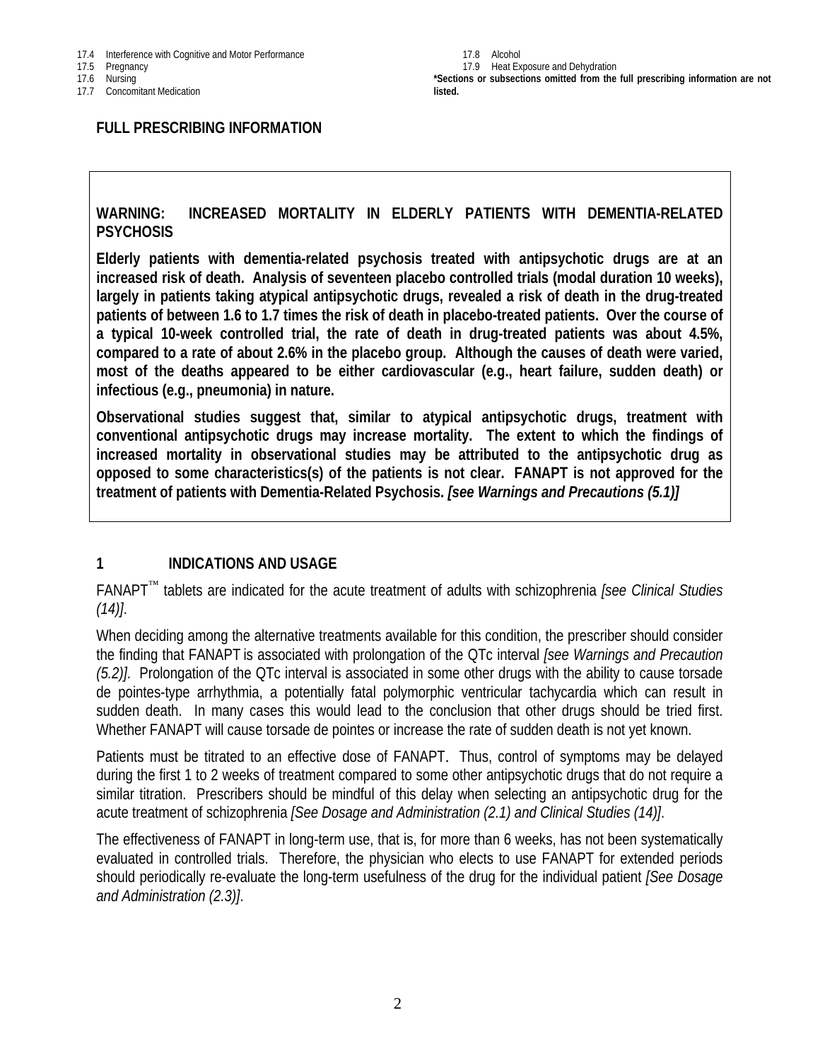17.4 Interference with Cognitive and Motor Performance
17.5 Pregnancy
17.6 Nursing
17.7 Concomitant Medication
17.8 Alcohol
17.9 Heat Exposure and Dehydration

**\*Sections or subsections omitted from the full prescribing information are not listed.**

## FULL PRESCRIBING INFORMATION

**WARNING: INCREASED MORTALITY IN ELDERLY PATIENTS WITH DEMENTIA-RELATED PSYCHOSIS**

**Elderly patients with dementia-related psychosis treated with antipsychotic drugs are at an increased risk of death. Analysis of seventeen placebo controlled trials (modal duration 10 weeks), largely in patients taking atypical antipsychotic drugs, revealed a risk of death in the drug-treated patients of between 1.6 to 1.7 times the risk of death in placebo-treated patients. Over the course of a typical 10-week controlled trial, the rate of death in drug-treated patients was about 4.5%, compared to a rate of about 2.6% in the placebo group. Although the causes of death were varied, most of the deaths appeared to be either cardiovascular (e.g., heart failure, sudden death) or infectious (e.g., pneumonia) in nature.**

**Observational studies suggest that, similar to atypical antipsychotic drugs, treatment with conventional antipsychotic drugs may increase mortality. The extent to which the findings of increased mortality in observational studies may be attributed to the antipsychotic drug as opposed to some characteristics(s) of the patients is not clear. FANAPT is not approved for the treatment of patients with Dementia-Related Psychosis.** ***[see Warnings and Precautions (5.1)]***

## 1 INDICATIONS AND USAGE

FANAPT™ tablets are indicated for the acute treatment of adults with schizophrenia *[see Clinical Studies (14)]*.

When deciding among the alternative treatments available for this condition, the prescriber should consider the finding that FANAPT is associated with prolongation of the QTc interval *[see Warnings and Precaution (5.2)]*. Prolongation of the QTc interval is associated in some other drugs with the ability to cause torsade de pointes-type arrhythmia, a potentially fatal polymorphic ventricular tachycardia which can result in sudden death. In many cases this would lead to the conclusion that other drugs should be tried first. Whether FANAPT will cause torsade de pointes or increase the rate of sudden death is not yet known.

Patients must be titrated to an effective dose of FANAPT. Thus, control of symptoms may be delayed during the first 1 to 2 weeks of treatment compared to some other antipsychotic drugs that do not require a similar titration. Prescribers should be mindful of this delay when selecting an antipsychotic drug for the acute treatment of schizophrenia *[See Dosage and Administration (2.1) and Clinical Studies (14)]*.

The effectiveness of FANAPT in long-term use, that is, for more than 6 weeks, has not been systematically evaluated in controlled trials. Therefore, the physician who elects to use FANAPT for extended periods should periodically re-evaluate the long-term usefulness of the drug for the individual patient *[See Dosage and Administration (2.3)]*.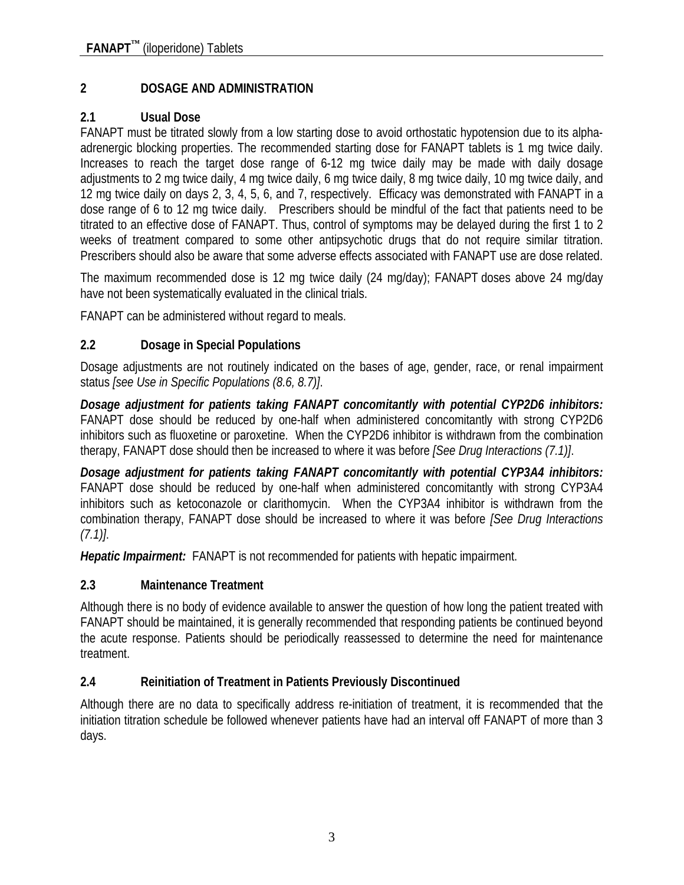## 2 DOSAGE AND ADMINISTRATION

### 2.1 Usual Dose

FANAPT must be titrated slowly from a low starting dose to avoid orthostatic hypotension due to its alpha-adrenergic blocking properties. The recommended starting dose for FANAPT tablets is 1 mg twice daily. Increases to reach the target dose range of 6-12 mg twice daily may be made with daily dosage adjustments to 2 mg twice daily, 4 mg twice daily, 6 mg twice daily, 8 mg twice daily, 10 mg twice daily, and 12 mg twice daily on days 2, 3, 4, 5, 6, and 7, respectively. Efficacy was demonstrated with FANAPT in a dose range of 6 to 12 mg twice daily. Prescribers should be mindful of the fact that patients need to be titrated to an effective dose of FANAPT. Thus, control of symptoms may be delayed during the first 1 to 2 weeks of treatment compared to some other antipsychotic drugs that do not require similar titration. Prescribers should also be aware that some adverse effects associated with FANAPT use are dose related.

The maximum recommended dose is 12 mg twice daily (24 mg/day); FANAPT doses above 24 mg/day have not been systematically evaluated in the clinical trials.

FANAPT can be administered without regard to meals.

### 2.2 Dosage in Special Populations

Dosage adjustments are not routinely indicated on the bases of age, gender, race, or renal impairment status *[see Use in Specific Populations (8.6, 8.7)]*.

***Dosage adjustment for patients taking FANAPT concomitantly with potential CYP2D6 inhibitors:*** FANAPT dose should be reduced by one-half when administered concomitantly with strong CYP2D6 inhibitors such as fluoxetine or paroxetine. When the CYP2D6 inhibitor is withdrawn from the combination therapy, FANAPT dose should then be increased to where it was before *[See Drug Interactions (7.1)]*.

***Dosage adjustment for patients taking FANAPT concomitantly with potential CYP3A4 inhibitors:*** FANAPT dose should be reduced by one-half when administered concomitantly with strong CYP3A4 inhibitors such as ketoconazole or clarithomycin. When the CYP3A4 inhibitor is withdrawn from the combination therapy, FANAPT dose should be increased to where it was before *[See Drug Interactions (7.1)]*.

***Hepatic Impairment:*** FANAPT is not recommended for patients with hepatic impairment.

### 2.3 Maintenance Treatment

Although there is no body of evidence available to answer the question of how long the patient treated with FANAPT should be maintained, it is generally recommended that responding patients be continued beyond the acute response. Patients should be periodically reassessed to determine the need for maintenance treatment.

### 2.4 Reinitiation of Treatment in Patients Previously Discontinued

Although there are no data to specifically address re-initiation of treatment, it is recommended that the initiation titration schedule be followed whenever patients have had an interval off FANAPT of more than 3 days.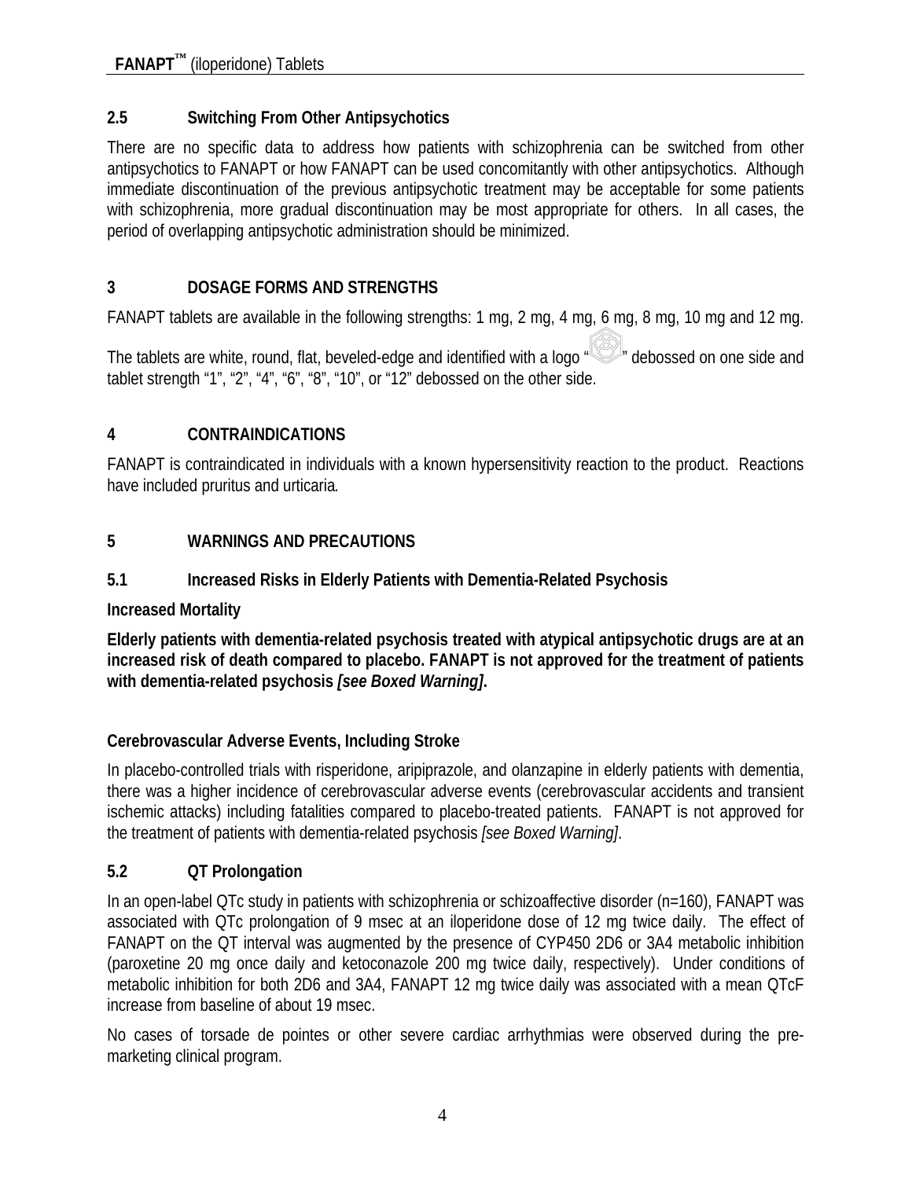## 2.5 Switching From Other Antipsychotics

There are no specific data to address how patients with schizophrenia can be switched from other antipsychotics to FANAPT or how FANAPT can be used concomitantly with other antipsychotics. Although immediate discontinuation of the previous antipsychotic treatment may be acceptable for some patients with schizophrenia, more gradual discontinuation may be most appropriate for others. In all cases, the period of overlapping antipsychotic administration should be minimized.

# 3 DOSAGE FORMS AND STRENGTHS

FANAPT tablets are available in the following strengths: 1 mg, 2 mg, 4 mg, 6 mg, 8 mg, 10 mg and 12 mg.

The tablets are white, round, flat, beveled-edge and identified with a logo " " debossed on one side and tablet strength "1", "2", "4", "6", "8", "10", or "12" debossed on the other side.

# 4 CONTRAINDICATIONS

FANAPT is contraindicated in individuals with a known hypersensitivity reaction to the product. Reactions have included pruritus and urticaria*.*

# 5 WARNINGS AND PRECAUTIONS

## 5.1 Increased Risks in Elderly Patients with Dementia-Related Psychosis

**Increased Mortality**

**Elderly patients with dementia-related psychosis treated with atypical antipsychotic drugs are at an increased risk of death compared to placebo. FANAPT is not approved for the treatment of patients with dementia-related psychosis *[see Boxed Warning]*.**

**Cerebrovascular Adverse Events, Including Stroke**

In placebo-controlled trials with risperidone, aripiprazole, and olanzapine in elderly patients with dementia, there was a higher incidence of cerebrovascular adverse events (cerebrovascular accidents and transient ischemic attacks) including fatalities compared to placebo-treated patients. FANAPT is not approved for the treatment of patients with dementia-related psychosis *[see Boxed Warning]*.

## 5.2 QT Prolongation

In an open-label QTc study in patients with schizophrenia or schizoaffective disorder (n=160), FANAPT was associated with QTc prolongation of 9 msec at an iloperidone dose of 12 mg twice daily. The effect of FANAPT on the QT interval was augmented by the presence of CYP450 2D6 or 3A4 metabolic inhibition (paroxetine 20 mg once daily and ketoconazole 200 mg twice daily, respectively). Under conditions of metabolic inhibition for both 2D6 and 3A4, FANAPT 12 mg twice daily was associated with a mean QTcF increase from baseline of about 19 msec.

No cases of torsade de pointes or other severe cardiac arrhythmias were observed during the pre-marketing clinical program.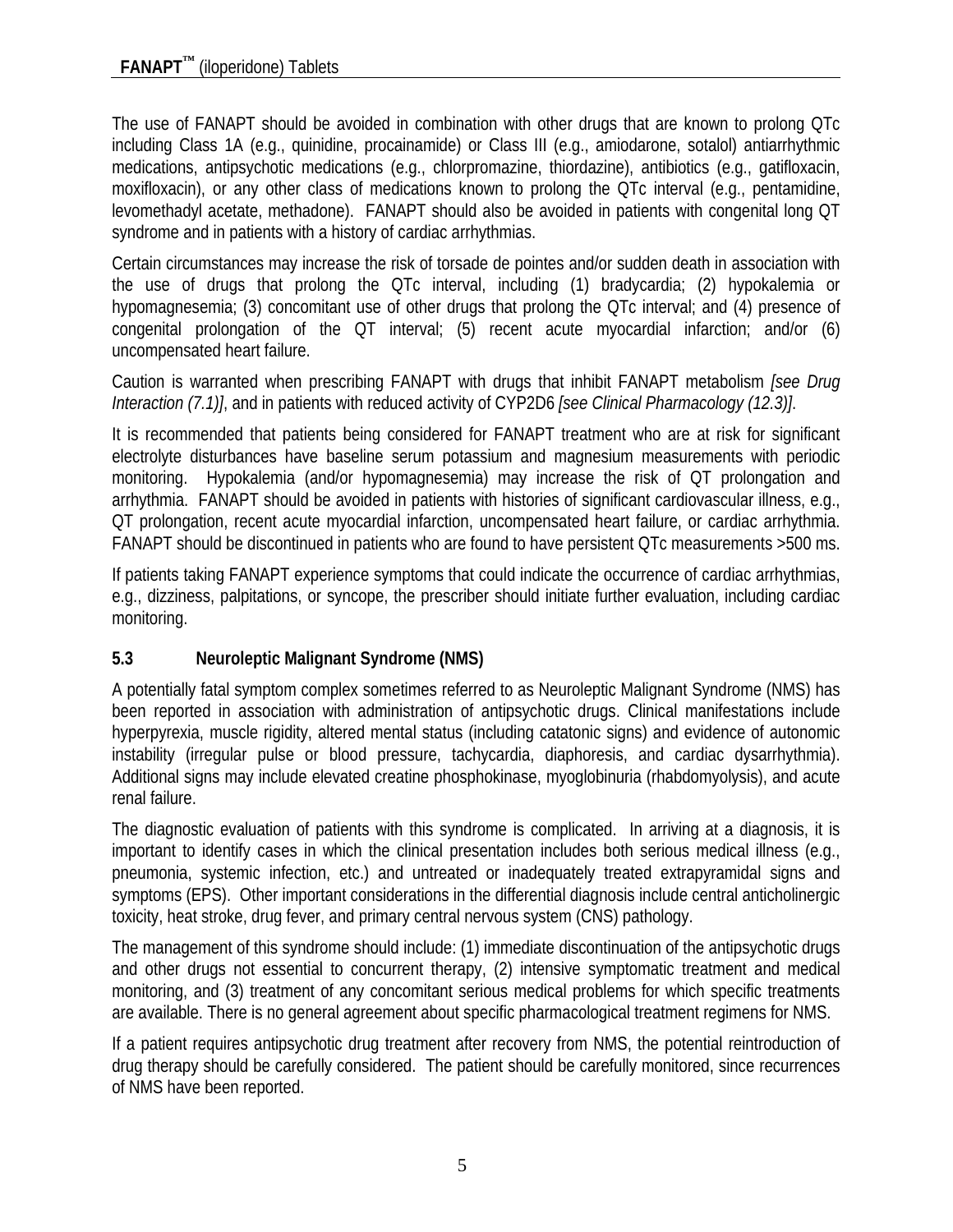The use of FANAPT should be avoided in combination with other drugs that are known to prolong QTc including Class 1A (e.g., quinidine, procainamide) or Class III (e.g., amiodarone, sotalol) antiarrhythmic medications, antipsychotic medications (e.g., chlorpromazine, thiordazine), antibiotics (e.g., gatifloxacin, moxifloxacin), or any other class of medications known to prolong the QTc interval (e.g., pentamidine, levomethadyl acetate, methadone). FANAPT should also be avoided in patients with congenital long QT syndrome and in patients with a history of cardiac arrhythmias.

Certain circumstances may increase the risk of torsade de pointes and/or sudden death in association with the use of drugs that prolong the QTc interval, including (1) bradycardia; (2) hypokalemia or hypomagnesemia; (3) concomitant use of other drugs that prolong the QTc interval; and (4) presence of congenital prolongation of the QT interval; (5) recent acute myocardial infarction; and/or (6) uncompensated heart failure.

Caution is warranted when prescribing FANAPT with drugs that inhibit FANAPT metabolism *[see Drug Interaction (7.1)]*, and in patients with reduced activity of CYP2D6 *[see Clinical Pharmacology (12.3)]*.

It is recommended that patients being considered for FANAPT treatment who are at risk for significant electrolyte disturbances have baseline serum potassium and magnesium measurements with periodic monitoring. Hypokalemia (and/or hypomagnesemia) may increase the risk of QT prolongation and arrhythmia. FANAPT should be avoided in patients with histories of significant cardiovascular illness, e.g., QT prolongation, recent acute myocardial infarction, uncompensated heart failure, or cardiac arrhythmia. FANAPT should be discontinued in patients who are found to have persistent QTc measurements >500 ms.

If patients taking FANAPT experience symptoms that could indicate the occurrence of cardiac arrhythmias, e.g., dizziness, palpitations, or syncope, the prescriber should initiate further evaluation, including cardiac monitoring.

### 5.3 Neuroleptic Malignant Syndrome (NMS)

A potentially fatal symptom complex sometimes referred to as Neuroleptic Malignant Syndrome (NMS) has been reported in association with administration of antipsychotic drugs. Clinical manifestations include hyperpyrexia, muscle rigidity, altered mental status (including catatonic signs) and evidence of autonomic instability (irregular pulse or blood pressure, tachycardia, diaphoresis, and cardiac dysarrhythmia). Additional signs may include elevated creatine phosphokinase, myoglobinuria (rhabdomyolysis), and acute renal failure.

The diagnostic evaluation of patients with this syndrome is complicated. In arriving at a diagnosis, it is important to identify cases in which the clinical presentation includes both serious medical illness (e.g., pneumonia, systemic infection, etc.) and untreated or inadequately treated extrapyramidal signs and symptoms (EPS). Other important considerations in the differential diagnosis include central anticholinergic toxicity, heat stroke, drug fever, and primary central nervous system (CNS) pathology.

The management of this syndrome should include: (1) immediate discontinuation of the antipsychotic drugs and other drugs not essential to concurrent therapy, (2) intensive symptomatic treatment and medical monitoring, and (3) treatment of any concomitant serious medical problems for which specific treatments are available. There is no general agreement about specific pharmacological treatment regimens for NMS.

If a patient requires antipsychotic drug treatment after recovery from NMS, the potential reintroduction of drug therapy should be carefully considered. The patient should be carefully monitored, since recurrences of NMS have been reported.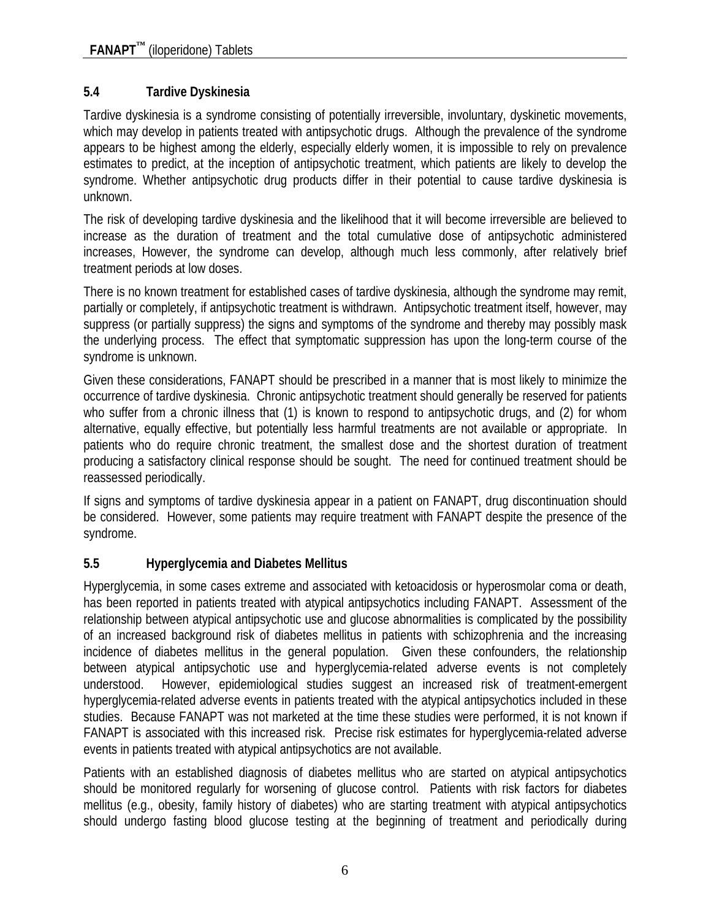### 5.4 Tardive Dyskinesia

Tardive dyskinesia is a syndrome consisting of potentially irreversible, involuntary, dyskinetic movements, which may develop in patients treated with antipsychotic drugs. Although the prevalence of the syndrome appears to be highest among the elderly, especially elderly women, it is impossible to rely on prevalence estimates to predict, at the inception of antipsychotic treatment, which patients are likely to develop the syndrome. Whether antipsychotic drug products differ in their potential to cause tardive dyskinesia is unknown.

The risk of developing tardive dyskinesia and the likelihood that it will become irreversible are believed to increase as the duration of treatment and the total cumulative dose of antipsychotic administered increases, However, the syndrome can develop, although much less commonly, after relatively brief treatment periods at low doses.

There is no known treatment for established cases of tardive dyskinesia, although the syndrome may remit, partially or completely, if antipsychotic treatment is withdrawn. Antipsychotic treatment itself, however, may suppress (or partially suppress) the signs and symptoms of the syndrome and thereby may possibly mask the underlying process. The effect that symptomatic suppression has upon the long-term course of the syndrome is unknown.

Given these considerations, FANAPT should be prescribed in a manner that is most likely to minimize the occurrence of tardive dyskinesia. Chronic antipsychotic treatment should generally be reserved for patients who suffer from a chronic illness that (1) is known to respond to antipsychotic drugs, and (2) for whom alternative, equally effective, but potentially less harmful treatments are not available or appropriate. In patients who do require chronic treatment, the smallest dose and the shortest duration of treatment producing a satisfactory clinical response should be sought. The need for continued treatment should be reassessed periodically.

If signs and symptoms of tardive dyskinesia appear in a patient on FANAPT, drug discontinuation should be considered. However, some patients may require treatment with FANAPT despite the presence of the syndrome.

### 5.5 Hyperglycemia and Diabetes Mellitus

Hyperglycemia, in some cases extreme and associated with ketoacidosis or hyperosmolar coma or death, has been reported in patients treated with atypical antipsychotics including FANAPT. Assessment of the relationship between atypical antipsychotic use and glucose abnormalities is complicated by the possibility of an increased background risk of diabetes mellitus in patients with schizophrenia and the increasing incidence of diabetes mellitus in the general population. Given these confounders, the relationship between atypical antipsychotic use and hyperglycemia-related adverse events is not completely understood. However, epidemiological studies suggest an increased risk of treatment-emergent hyperglycemia-related adverse events in patients treated with the atypical antipsychotics included in these studies. Because FANAPT was not marketed at the time these studies were performed, it is not known if FANAPT is associated with this increased risk. Precise risk estimates for hyperglycemia-related adverse events in patients treated with atypical antipsychotics are not available.

Patients with an established diagnosis of diabetes mellitus who are started on atypical antipsychotics should be monitored regularly for worsening of glucose control. Patients with risk factors for diabetes mellitus (e.g., obesity, family history of diabetes) who are starting treatment with atypical antipsychotics should undergo fasting blood glucose testing at the beginning of treatment and periodically during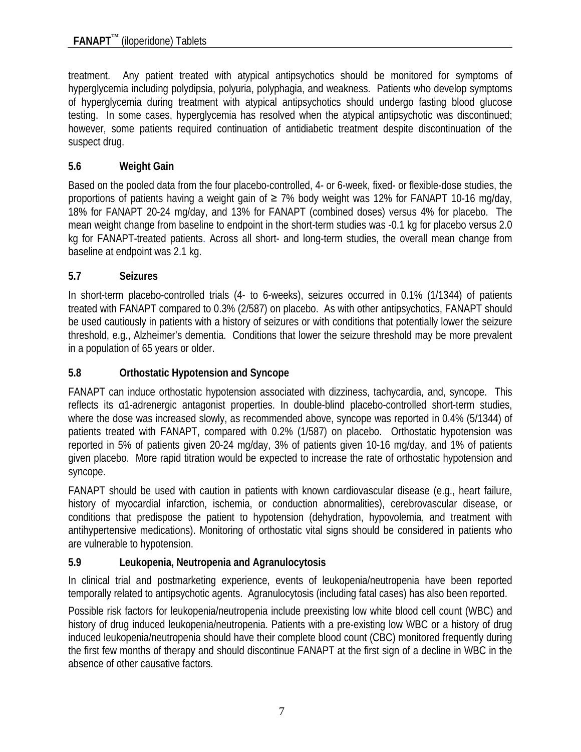treatment. Any patient treated with atypical antipsychotics should be monitored for symptoms of hyperglycemia including polydipsia, polyuria, polyphagia, and weakness. Patients who develop symptoms of hyperglycemia during treatment with atypical antipsychotics should undergo fasting blood glucose testing. In some cases, hyperglycemia has resolved when the atypical antipsychotic was discontinued; however, some patients required continuation of antidiabetic treatment despite discontinuation of the suspect drug.

### 5.6 Weight Gain

Based on the pooled data from the four placebo-controlled, 4- or 6-week, fixed- or flexible-dose studies, the proportions of patients having a weight gain of ≥ 7% body weight was 12% for FANAPT 10-16 mg/day, 18% for FANAPT 20-24 mg/day, and 13% for FANAPT (combined doses) versus 4% for placebo. The mean weight change from baseline to endpoint in the short-term studies was -0.1 kg for placebo versus 2.0 kg for FANAPT-treated patients. Across all short- and long-term studies, the overall mean change from baseline at endpoint was 2.1 kg.

### 5.7 Seizures

In short-term placebo-controlled trials (4- to 6-weeks), seizures occurred in 0.1% (1/1344) of patients treated with FANAPT compared to 0.3% (2/587) on placebo. As with other antipsychotics, FANAPT should be used cautiously in patients with a history of seizures or with conditions that potentially lower the seizure threshold, e.g., Alzheimer's dementia. Conditions that lower the seizure threshold may be more prevalent in a population of 65 years or older.

### 5.8 Orthostatic Hypotension and Syncope

FANAPT can induce orthostatic hypotension associated with dizziness, tachycardia, and, syncope. This reflects its α1-adrenergic antagonist properties. In double-blind placebo-controlled short-term studies, where the dose was increased slowly, as recommended above, syncope was reported in 0.4% (5/1344) of patients treated with FANAPT, compared with 0.2% (1/587) on placebo. Orthostatic hypotension was reported in 5% of patients given 20-24 mg/day, 3% of patients given 10-16 mg/day, and 1% of patients given placebo. More rapid titration would be expected to increase the rate of orthostatic hypotension and syncope.

FANAPT should be used with caution in patients with known cardiovascular disease (e.g., heart failure, history of myocardial infarction, ischemia, or conduction abnormalities), cerebrovascular disease, or conditions that predispose the patient to hypotension (dehydration, hypovolemia, and treatment with antihypertensive medications). Monitoring of orthostatic vital signs should be considered in patients who are vulnerable to hypotension.

### 5.9 Leukopenia, Neutropenia and Agranulocytosis

In clinical trial and postmarketing experience, events of leukopenia/neutropenia have been reported temporally related to antipsychotic agents. Agranulocytosis (including fatal cases) has also been reported.

Possible risk factors for leukopenia/neutropenia include preexisting low white blood cell count (WBC) and history of drug induced leukopenia/neutropenia. Patients with a pre-existing low WBC or a history of drug induced leukopenia/neutropenia should have their complete blood count (CBC) monitored frequently during the first few months of therapy and should discontinue FANAPT at the first sign of a decline in WBC in the absence of other causative factors.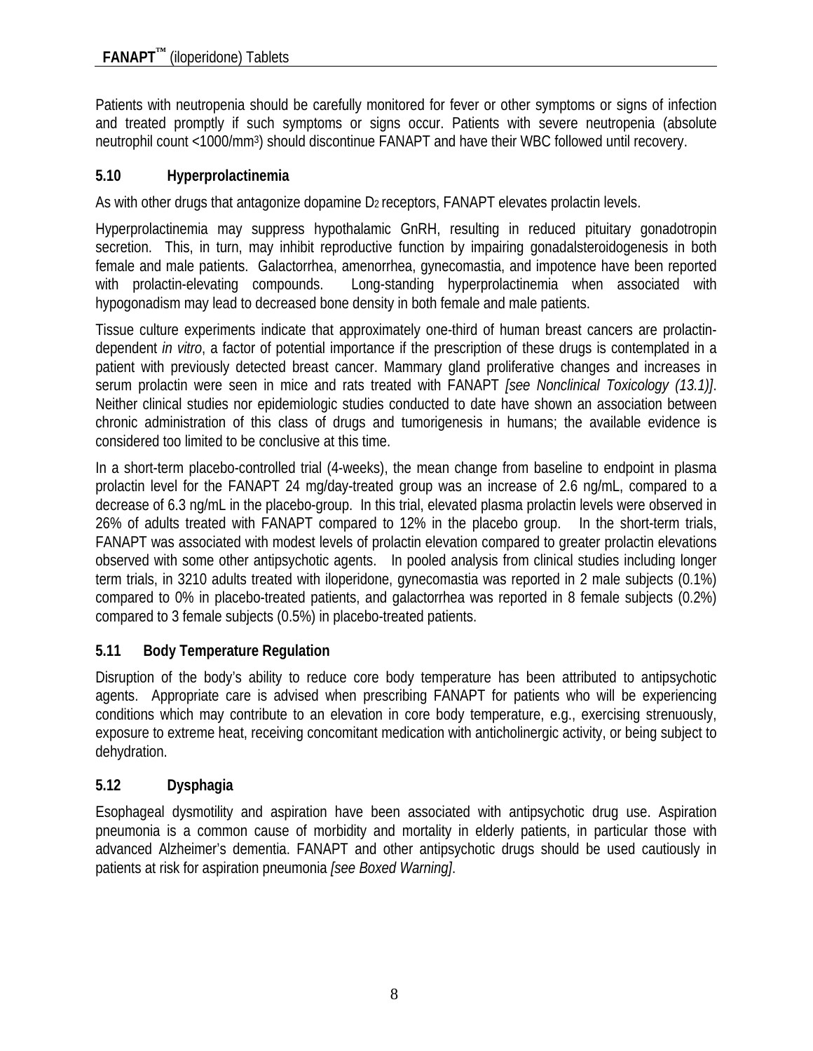Patients with neutropenia should be carefully monitored for fever or other symptoms or signs of infection and treated promptly if such symptoms or signs occur. Patients with severe neutropenia (absolute neutrophil count <1000/mm$^3$) should discontinue FANAPT and have their WBC followed until recovery.

### 5.10 Hyperprolactinemia

As with other drugs that antagonize dopamine $D_2$ receptors, FANAPT elevates prolactin levels.

Hyperprolactinemia may suppress hypothalamic GnRH, resulting in reduced pituitary gonadotropin secretion. This, in turn, may inhibit reproductive function by impairing gonadalsteroidogenesis in both female and male patients. Galactorrhea, amenorrhea, gynecomastia, and impotence have been reported with prolactin-elevating compounds. Long-standing hyperprolactinemia when associated with hypogonadism may lead to decreased bone density in both female and male patients.

Tissue culture experiments indicate that approximately one-third of human breast cancers are prolactin-dependent *in vitro*, a factor of potential importance if the prescription of these drugs is contemplated in a patient with previously detected breast cancer. Mammary gland proliferative changes and increases in serum prolactin were seen in mice and rats treated with FANAPT *[see Nonclinical Toxicology (13.1)]*. Neither clinical studies nor epidemiologic studies conducted to date have shown an association between chronic administration of this class of drugs and tumorigenesis in humans; the available evidence is considered too limited to be conclusive at this time.

In a short-term placebo-controlled trial (4-weeks), the mean change from baseline to endpoint in plasma prolactin level for the FANAPT 24 mg/day-treated group was an increase of 2.6 ng/mL, compared to a decrease of 6.3 ng/mL in the placebo-group. In this trial, elevated plasma prolactin levels were observed in 26% of adults treated with FANAPT compared to 12% in the placebo group. In the short-term trials, FANAPT was associated with modest levels of prolactin elevation compared to greater prolactin elevations observed with some other antipsychotic agents. In pooled analysis from clinical studies including longer term trials, in 3210 adults treated with iloperidone, gynecomastia was reported in 2 male subjects (0.1%) compared to 0% in placebo-treated patients, and galactorrhea was reported in 8 female subjects (0.2%) compared to 3 female subjects (0.5%) in placebo-treated patients.

### 5.11 Body Temperature Regulation

Disruption of the body's ability to reduce core body temperature has been attributed to antipsychotic agents. Appropriate care is advised when prescribing FANAPT for patients who will be experiencing conditions which may contribute to an elevation in core body temperature, e.g., exercising strenuously, exposure to extreme heat, receiving concomitant medication with anticholinergic activity, or being subject to dehydration.

### 5.12 Dysphagia

Esophageal dysmotility and aspiration have been associated with antipsychotic drug use. Aspiration pneumonia is a common cause of morbidity and mortality in elderly patients, in particular those with advanced Alzheimer's dementia. FANAPT and other antipsychotic drugs should be used cautiously in patients at risk for aspiration pneumonia *[see Boxed Warning]*.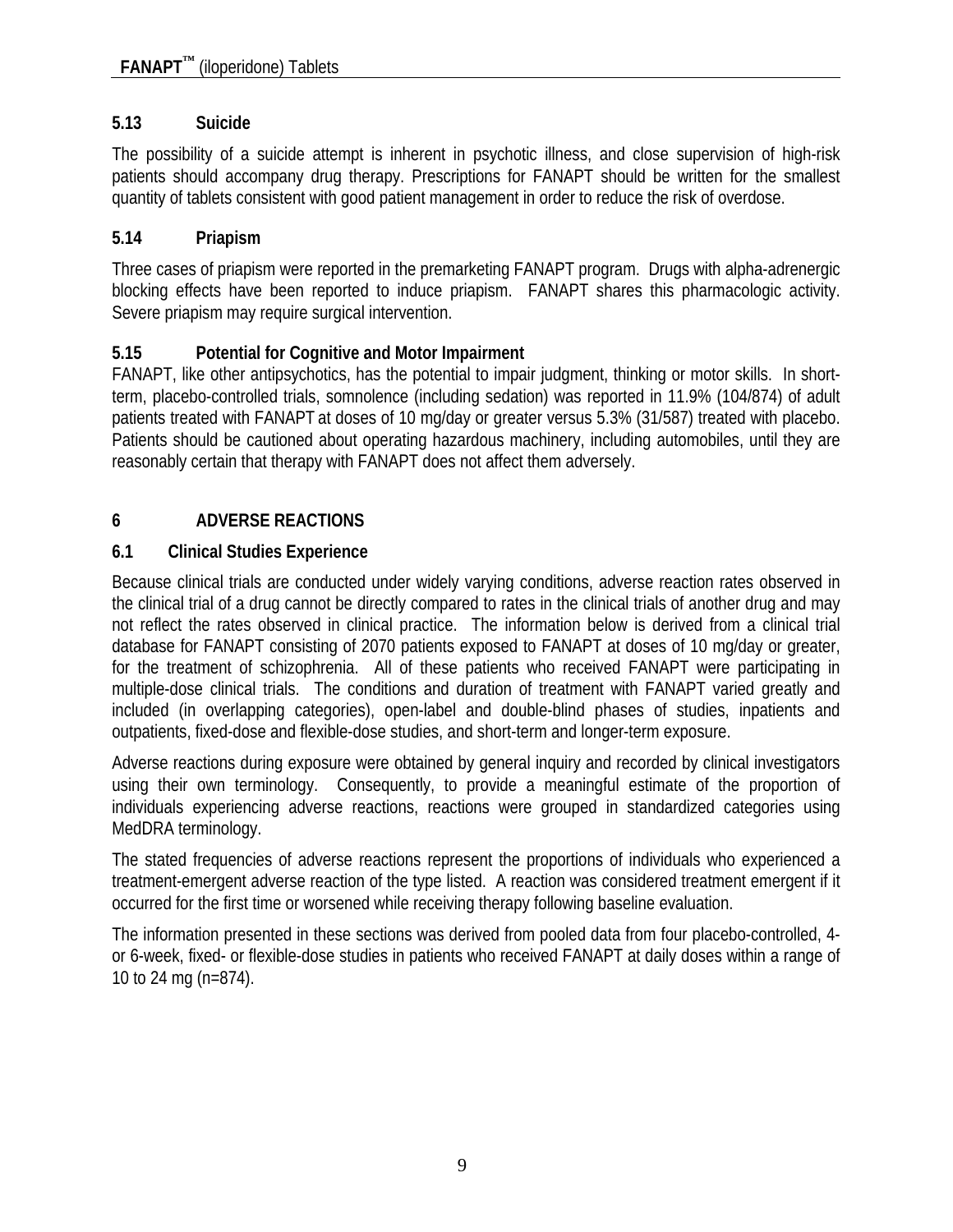### 5.13 Suicide

The possibility of a suicide attempt is inherent in psychotic illness, and close supervision of high-risk patients should accompany drug therapy. Prescriptions for FANAPT should be written for the smallest quantity of tablets consistent with good patient management in order to reduce the risk of overdose.

### 5.14 Priapism

Three cases of priapism were reported in the premarketing FANAPT program. Drugs with alpha-adrenergic blocking effects have been reported to induce priapism. FANAPT shares this pharmacologic activity. Severe priapism may require surgical intervention.

### 5.15 Potential for Cognitive and Motor Impairment

FANAPT, like other antipsychotics, has the potential to impair judgment, thinking or motor skills. In short-term, placebo-controlled trials, somnolence (including sedation) was reported in 11.9% (104/874) of adult patients treated with FANAPT at doses of 10 mg/day or greater versus 5.3% (31/587) treated with placebo. Patients should be cautioned about operating hazardous machinery, including automobiles, until they are reasonably certain that therapy with FANAPT does not affect them adversely.

## 6 ADVERSE REACTIONS

### 6.1 Clinical Studies Experience

Because clinical trials are conducted under widely varying conditions, adverse reaction rates observed in the clinical trial of a drug cannot be directly compared to rates in the clinical trials of another drug and may not reflect the rates observed in clinical practice. The information below is derived from a clinical trial database for FANAPT consisting of 2070 patients exposed to FANAPT at doses of 10 mg/day or greater, for the treatment of schizophrenia. All of these patients who received FANAPT were participating in multiple-dose clinical trials. The conditions and duration of treatment with FANAPT varied greatly and included (in overlapping categories), open-label and double-blind phases of studies, inpatients and outpatients, fixed-dose and flexible-dose studies, and short-term and longer-term exposure.

Adverse reactions during exposure were obtained by general inquiry and recorded by clinical investigators using their own terminology. Consequently, to provide a meaningful estimate of the proportion of individuals experiencing adverse reactions, reactions were grouped in standardized categories using MedDRA terminology.

The stated frequencies of adverse reactions represent the proportions of individuals who experienced a treatment-emergent adverse reaction of the type listed. A reaction was considered treatment emergent if it occurred for the first time or worsened while receiving therapy following baseline evaluation.

The information presented in these sections was derived from pooled data from four placebo-controlled, 4- or 6-week, fixed- or flexible-dose studies in patients who received FANAPT at daily doses within a range of 10 to 24 mg (n=874).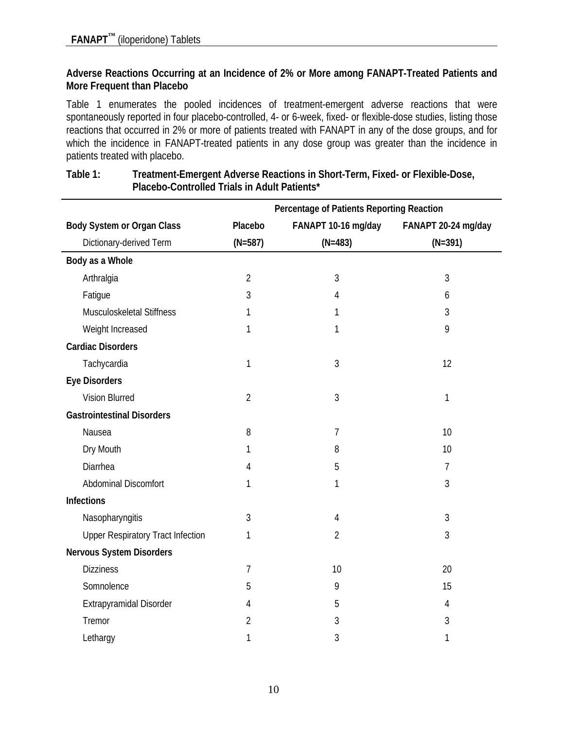### Adverse Reactions Occurring at an Incidence of 2% or More among FANAPT-Treated Patients and More Frequent than Placebo

Table 1 enumerates the pooled incidences of treatment-emergent adverse reactions that were spontaneously reported in four placebo-controlled, 4- or 6-week, fixed- or flexible-dose studies, listing those reactions that occurred in 2% or more of patients treated with FANAPT in any of the dose groups, and for which the incidence in FANAPT-treated patients in any dose group was greater than the incidence in patients treated with placebo.

**Table 1: Treatment-Emergent Adverse Reactions in Short-Term, Fixed- or Flexible-Dose, Placebo-Controlled Trials in Adult Patients***

| | Percentage of Patients Reporting Reaction | | |
|---|---|---|---|
| **Body System or Organ Class** | **Placebo** | **FANAPT 10-16 mg/day** | **FANAPT 20-24 mg/day** |
| Dictionary-derived Term | **(N=587)** | **(N=483)** | **(N=391)** |
| **Body as a Whole** | | | |
| Arthralgia | 2 | 3 | 3 |
| Fatigue | 3 | 4 | 6 |
| Musculoskeletal Stiffness | 1 | 1 | 3 |
| Weight Increased | 1 | 1 | 9 |
| **Cardiac Disorders** | | | |
| Tachycardia | 1 | 3 | 12 |
| **Eye Disorders** | | | |
| Vision Blurred | 2 | 3 | 1 |
| **Gastrointestinal Disorders** | | | |
| Nausea | 8 | 7 | 10 |
| Dry Mouth | 1 | 8 | 10 |
| Diarrhea | 4 | 5 | 7 |
| Abdominal Discomfort | 1 | 1 | 3 |
| **Infections** | | | |
| Nasopharyngitis | 3 | 4 | 3 |
| Upper Respiratory Tract Infection | 1 | 2 | 3 |
| **Nervous System Disorders** | | | |
| Dizziness | 7 | 10 | 20 |
| Somnolence | 5 | 9 | 15 |
| Extrapyramidal Disorder | 4 | 5 | 4 |
| Tremor | 2 | 3 | 3 |
| Lethargy | 1 | 3 | 1 |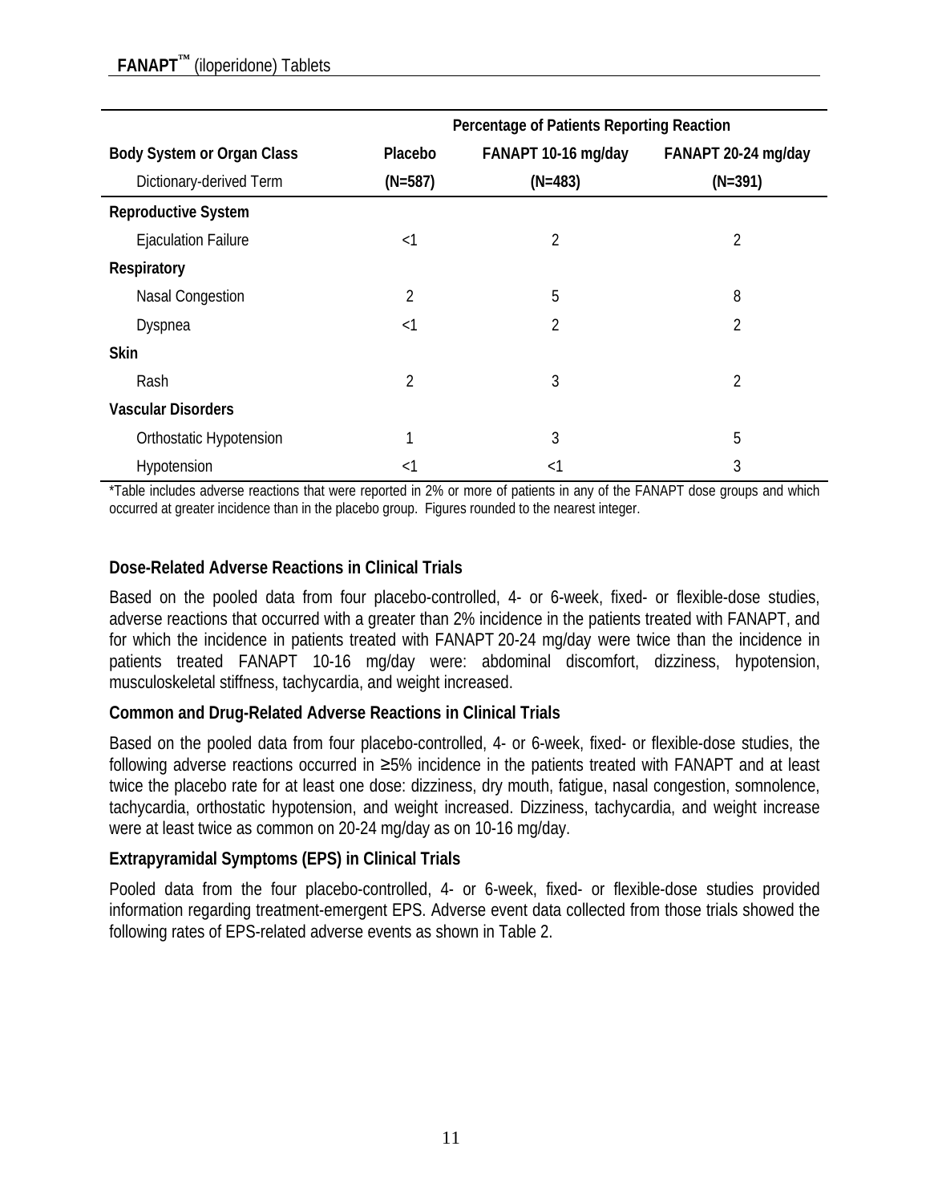| | Percentage of Patients Reporting Reaction | | |
|---|---|---|---|
| Body System or Organ Class | Placebo | FANAPT 10-16 mg/day | FANAPT 20-24 mg/day |
| Dictionary-derived Term | (N=587) | (N=483) | (N=391) |
| **Reproductive System** | | | |
| Ejaculation Failure | <1 | 2 | 2 |
| **Respiratory** | | | |
| Nasal Congestion | 2 | 5 | 8 |
| Dyspnea | <1 | 2 | 2 |
| **Skin** | | | |
| Rash | 2 | 3 | 2 |
| **Vascular Disorders** | | | |
| Orthostatic Hypotension | 1 | 3 | 5 |
| Hypotension | <1 | <1 | 3 |

*Table includes adverse reactions that were reported in 2% or more of patients in any of the FANAPT dose groups and which occurred at greater incidence than in the placebo group. Figures rounded to the nearest integer.

### Dose-Related Adverse Reactions in Clinical Trials

Based on the pooled data from four placebo-controlled, 4- or 6-week, fixed- or flexible-dose studies, adverse reactions that occurred with a greater than 2% incidence in the patients treated with FANAPT, and for which the incidence in patients treated with FANAPT 20-24 mg/day were twice than the incidence in patients treated FANAPT 10-16 mg/day were: abdominal discomfort, dizziness, hypotension, musculoskeletal stiffness, tachycardia, and weight increased.

### Common and Drug-Related Adverse Reactions in Clinical Trials

Based on the pooled data from four placebo-controlled, 4- or 6-week, fixed- or flexible-dose studies, the following adverse reactions occurred in ≥5% incidence in the patients treated with FANAPT and at least twice the placebo rate for at least one dose: dizziness, dry mouth, fatigue, nasal congestion, somnolence, tachycardia, orthostatic hypotension, and weight increased. Dizziness, tachycardia, and weight increase were at least twice as common on 20-24 mg/day as on 10-16 mg/day.

### Extrapyramidal Symptoms (EPS) in Clinical Trials

Pooled data from the four placebo-controlled, 4- or 6-week, fixed- or flexible-dose studies provided information regarding treatment-emergent EPS. Adverse event data collected from those trials showed the following rates of EPS-related adverse events as shown in Table 2.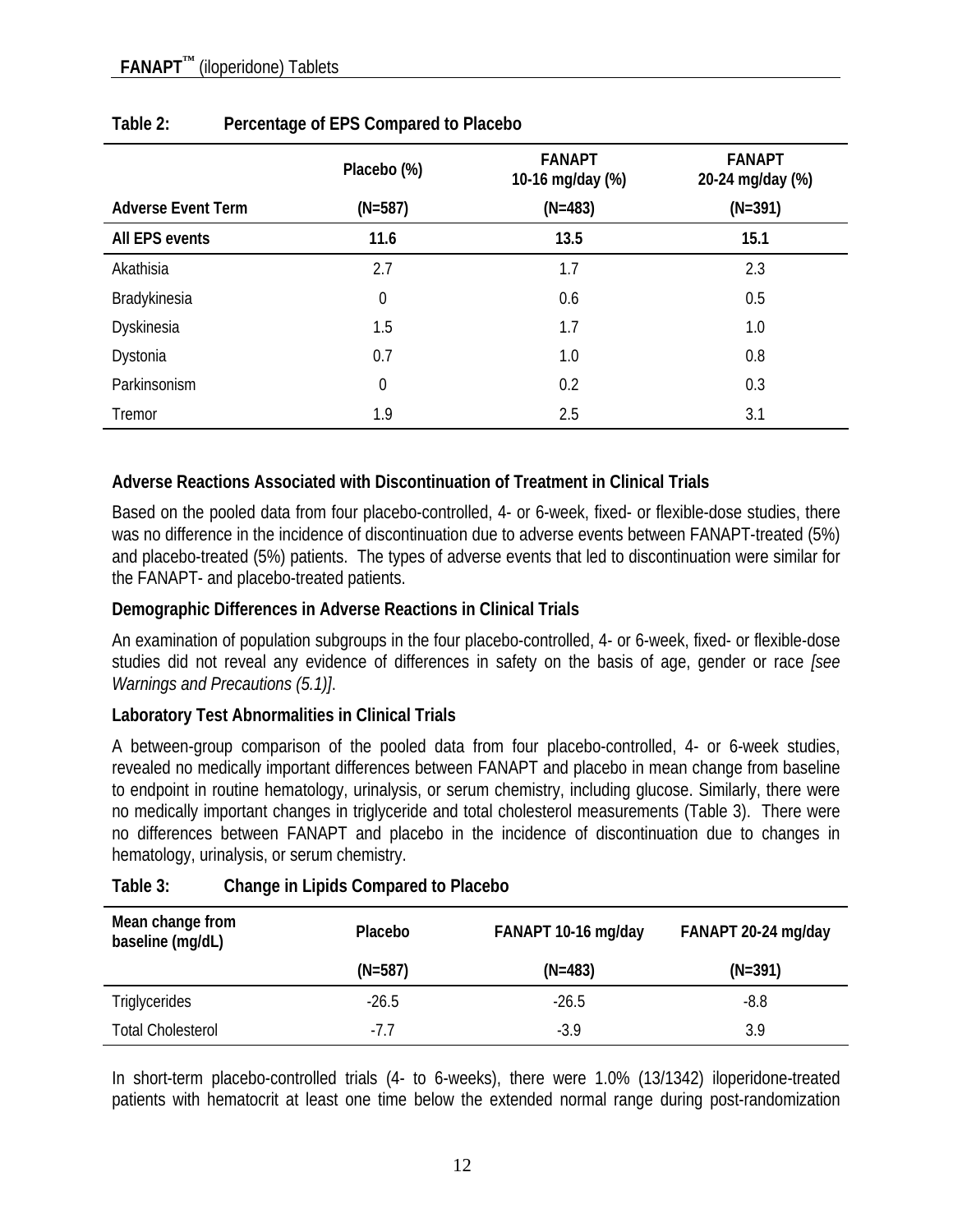**Table 2: Percentage of EPS Compared to Placebo**

| Adverse Event Term | Placebo (%) (N=587) | FANAPT 10-16 mg/day (%) (N=483) | FANAPT 20-24 mg/day (%) (N=391) |
|---|---|---|---|
| **All EPS events** | **11.6** | **13.5** | **15.1** |
| Akathisia | 2.7 | 1.7 | 2.3 |
| Bradykinesia | 0 | 0.6 | 0.5 |
| Dyskinesia | 1.5 | 1.7 | 1.0 |
| Dystonia | 0.7 | 1.0 | 0.8 |
| Parkinsonism | 0 | 0.2 | 0.3 |
| Tremor | 1.9 | 2.5 | 3.1 |

**Adverse Reactions Associated with Discontinuation of Treatment in Clinical Trials**

Based on the pooled data from four placebo-controlled, 4- or 6-week, fixed- or flexible-dose studies, there was no difference in the incidence of discontinuation due to adverse events between FANAPT-treated (5%) and placebo-treated (5%) patients. The types of adverse events that led to discontinuation were similar for the FANAPT- and placebo-treated patients.

**Demographic Differences in Adverse Reactions in Clinical Trials**

An examination of population subgroups in the four placebo-controlled, 4- or 6-week, fixed- or flexible-dose studies did not reveal any evidence of differences in safety on the basis of age, gender or race *[see Warnings and Precautions (5.1)]*.

**Laboratory Test Abnormalities in Clinical Trials**

A between-group comparison of the pooled data from four placebo-controlled, 4- or 6-week studies, revealed no medically important differences between FANAPT and placebo in mean change from baseline to endpoint in routine hematology, urinalysis, or serum chemistry, including glucose. Similarly, there were no medically important changes in triglyceride and total cholesterol measurements (Table 3). There were no differences between FANAPT and placebo in the incidence of discontinuation due to changes in hematology, urinalysis, or serum chemistry.

**Table 3: Change in Lipids Compared to Placebo**

| Mean change from baseline (mg/dL) | Placebo (N=587) | FANAPT 10-16 mg/day (N=483) | FANAPT 20-24 mg/day (N=391) |
|---|---|---|---|
| Triglycerides | -26.5 | -26.5 | -8.8 |
| Total Cholesterol | -7.7 | -3.9 | 3.9 |

In short-term placebo-controlled trials (4- to 6-weeks), there were 1.0% (13/1342) iloperidone-treated patients with hematocrit at least one time below the extended normal range during post-randomization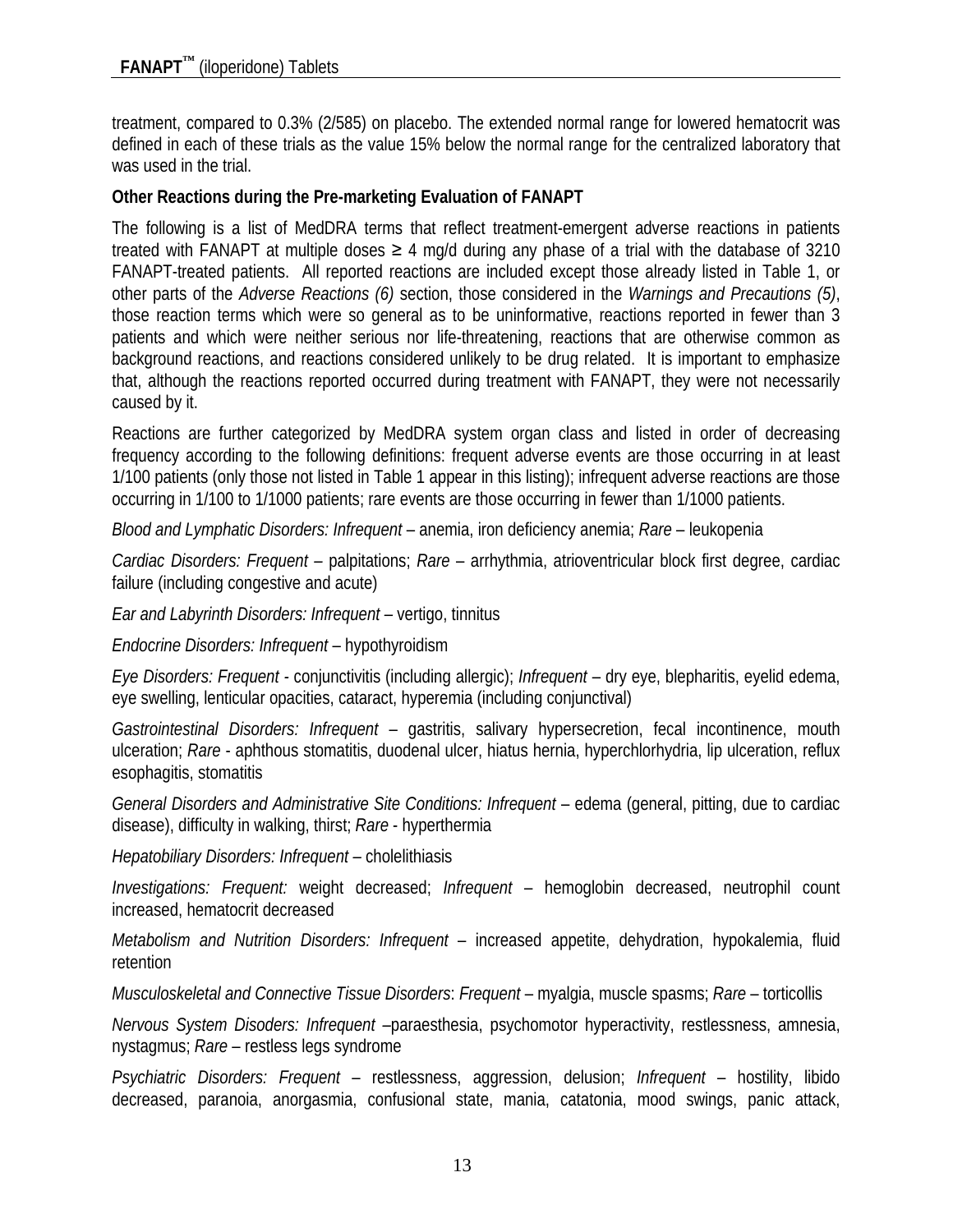treatment, compared to 0.3% (2/585) on placebo. The extended normal range for lowered hematocrit was defined in each of these trials as the value 15% below the normal range for the centralized laboratory that was used in the trial.

**Other Reactions during the Pre-marketing Evaluation of FANAPT**

The following is a list of MedDRA terms that reflect treatment-emergent adverse reactions in patients treated with FANAPT at multiple doses ≥ 4 mg/d during any phase of a trial with the database of 3210 FANAPT-treated patients. All reported reactions are included except those already listed in Table 1, or other parts of the *Adverse Reactions (6)* section, those considered in the *Warnings and Precautions (5)*, those reaction terms which were so general as to be uninformative, reactions reported in fewer than 3 patients and which were neither serious nor life-threatening, reactions that are otherwise common as background reactions, and reactions considered unlikely to be drug related. It is important to emphasize that, although the reactions reported occurred during treatment with FANAPT, they were not necessarily caused by it.

Reactions are further categorized by MedDRA system organ class and listed in order of decreasing frequency according to the following definitions: frequent adverse events are those occurring in at least 1/100 patients (only those not listed in Table 1 appear in this listing); infrequent adverse reactions are those occurring in 1/100 to 1/1000 patients; rare events are those occurring in fewer than 1/1000 patients.

*Blood and Lymphatic Disorders: Infrequent* – anemia, iron deficiency anemia; *Rare* – leukopenia

*Cardiac Disorders: Frequent* – palpitations; *Rare* – arrhythmia, atrioventricular block first degree, cardiac failure (including congestive and acute)

*Ear and Labyrinth Disorders: Infrequent* – vertigo, tinnitus

*Endocrine Disorders: Infrequent* – hypothyroidism

*Eye Disorders: Frequent* - conjunctivitis (including allergic); *Infrequent* – dry eye, blepharitis, eyelid edema, eye swelling, lenticular opacities, cataract, hyperemia (including conjunctival)

*Gastrointestinal Disorders: Infrequent* – gastritis, salivary hypersecretion, fecal incontinence, mouth ulceration; *Rare* - aphthous stomatitis, duodenal ulcer, hiatus hernia, hyperchlorhydria, lip ulceration, reflux esophagitis, stomatitis

*General Disorders and Administrative Site Conditions: Infrequent* – edema (general, pitting, due to cardiac disease), difficulty in walking, thirst; *Rare* - hyperthermia

*Hepatobiliary Disorders: Infrequent* – cholelithiasis

*Investigations: Frequent:* weight decreased; *Infrequent* – hemoglobin decreased, neutrophil count increased, hematocrit decreased

*Metabolism and Nutrition Disorders: Infrequent* – increased appetite, dehydration, hypokalemia, fluid retention

*Musculoskeletal and Connective Tissue Disorders*: *Frequent* – myalgia, muscle spasms; *Rare* – torticollis

*Nervous System Disoders: Infrequent* –paraesthesia, psychomotor hyperactivity, restlessness, amnesia, nystagmus; *Rare* – restless legs syndrome

*Psychiatric Disorders: Frequent* – restlessness, aggression, delusion; *Infrequent* – hostility, libido decreased, paranoia, anorgasmia, confusional state, mania, catatonia, mood swings, panic attack,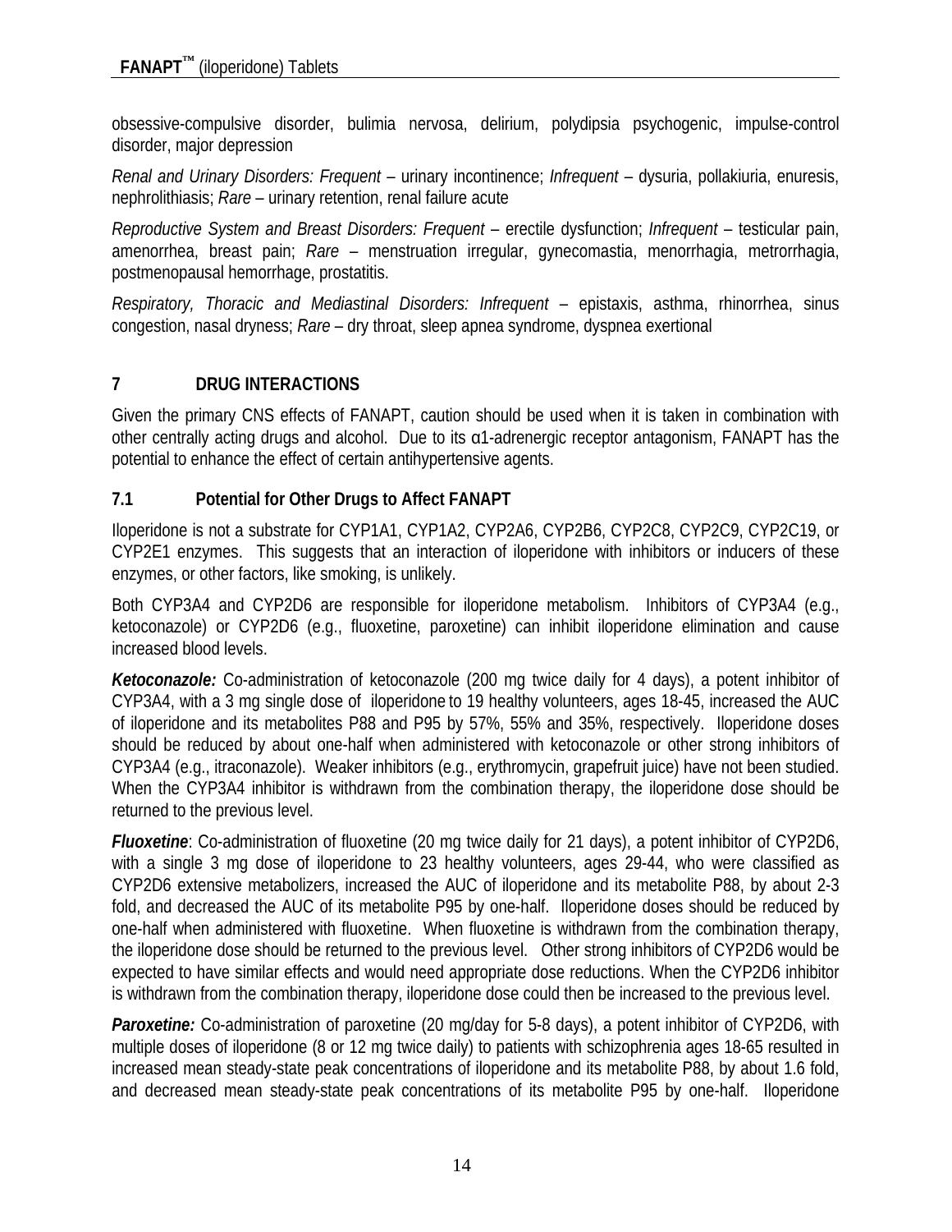obsessive-compulsive disorder, bulimia nervosa, delirium, polydipsia psychogenic, impulse-control disorder, major depression

*Renal and Urinary Disorders: Frequent* – urinary incontinence; *Infrequent* – dysuria, pollakiuria, enuresis, nephrolithiasis; *Rare* – urinary retention, renal failure acute

*Reproductive System and Breast Disorders: Frequent* – erectile dysfunction; *Infrequent* – testicular pain, amenorrhea, breast pain; *Rare* – menstruation irregular, gynecomastia, menorrhagia, metrorrhagia, postmenopausal hemorrhage, prostatitis.

*Respiratory, Thoracic and Mediastinal Disorders: Infrequent* – epistaxis, asthma, rhinorrhea, sinus congestion, nasal dryness; *Rare* – dry throat, sleep apnea syndrome, dyspnea exertional

## 7 DRUG INTERACTIONS

Given the primary CNS effects of FANAPT, caution should be used when it is taken in combination with other centrally acting drugs and alcohol. Due to its α1-adrenergic receptor antagonism, FANAPT has the potential to enhance the effect of certain antihypertensive agents.

### 7.1 Potential for Other Drugs to Affect FANAPT

Iloperidone is not a substrate for CYP1A1, CYP1A2, CYP2A6, CYP2B6, CYP2C8, CYP2C9, CYP2C19, or CYP2E1 enzymes. This suggests that an interaction of iloperidone with inhibitors or inducers of these enzymes, or other factors, like smoking, is unlikely.

Both CYP3A4 and CYP2D6 are responsible for iloperidone metabolism. Inhibitors of CYP3A4 (e.g., ketoconazole) or CYP2D6 (e.g., fluoxetine, paroxetine) can inhibit iloperidone elimination and cause increased blood levels.

***Ketoconazole:*** Co-administration of ketoconazole (200 mg twice daily for 4 days), a potent inhibitor of CYP3A4, with a 3 mg single dose of iloperidone to 19 healthy volunteers, ages 18-45, increased the AUC of iloperidone and its metabolites P88 and P95 by 57%, 55% and 35%, respectively. Iloperidone doses should be reduced by about one-half when administered with ketoconazole or other strong inhibitors of CYP3A4 (e.g., itraconazole). Weaker inhibitors (e.g., erythromycin, grapefruit juice) have not been studied. When the CYP3A4 inhibitor is withdrawn from the combination therapy, the iloperidone dose should be returned to the previous level.

***Fluoxetine***: Co-administration of fluoxetine (20 mg twice daily for 21 days), a potent inhibitor of CYP2D6, with a single 3 mg dose of iloperidone to 23 healthy volunteers, ages 29-44, who were classified as CYP2D6 extensive metabolizers, increased the AUC of iloperidone and its metabolite P88, by about 2-3 fold, and decreased the AUC of its metabolite P95 by one-half. Iloperidone doses should be reduced by one-half when administered with fluoxetine. When fluoxetine is withdrawn from the combination therapy, the iloperidone dose should be returned to the previous level. Other strong inhibitors of CYP2D6 would be expected to have similar effects and would need appropriate dose reductions. When the CYP2D6 inhibitor is withdrawn from the combination therapy, iloperidone dose could then be increased to the previous level.

***Paroxetine:*** Co-administration of paroxetine (20 mg/day for 5-8 days), a potent inhibitor of CYP2D6, with multiple doses of iloperidone (8 or 12 mg twice daily) to patients with schizophrenia ages 18-65 resulted in increased mean steady-state peak concentrations of iloperidone and its metabolite P88, by about 1.6 fold, and decreased mean steady-state peak concentrations of its metabolite P95 by one-half. Iloperidone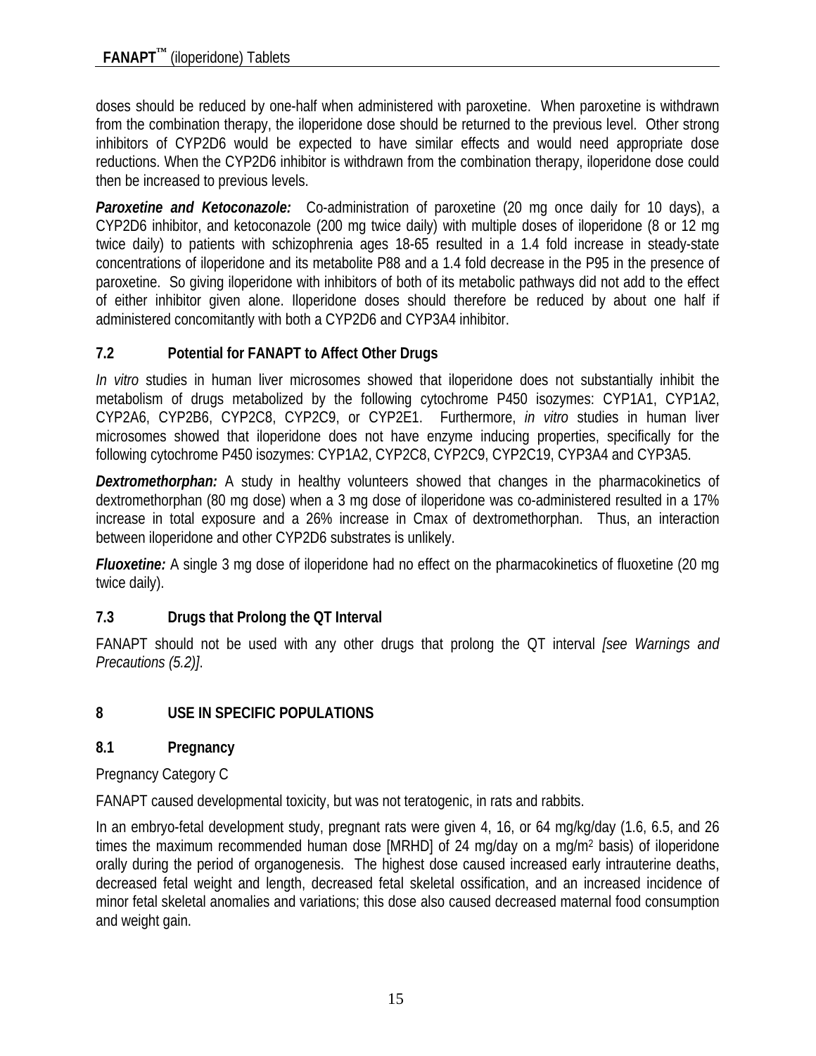doses should be reduced by one-half when administered with paroxetine. When paroxetine is withdrawn from the combination therapy, the iloperidone dose should be returned to the previous level. Other strong inhibitors of CYP2D6 would be expected to have similar effects and would need appropriate dose reductions. When the CYP2D6 inhibitor is withdrawn from the combination therapy, iloperidone dose could then be increased to previous levels.

***Paroxetine and Ketoconazole:*** Co-administration of paroxetine (20 mg once daily for 10 days), a CYP2D6 inhibitor, and ketoconazole (200 mg twice daily) with multiple doses of iloperidone (8 or 12 mg twice daily) to patients with schizophrenia ages 18-65 resulted in a 1.4 fold increase in steady-state concentrations of iloperidone and its metabolite P88 and a 1.4 fold decrease in the P95 in the presence of paroxetine. So giving iloperidone with inhibitors of both of its metabolic pathways did not add to the effect of either inhibitor given alone. Iloperidone doses should therefore be reduced by about one half if administered concomitantly with both a CYP2D6 and CYP3A4 inhibitor.

### 7.2 Potential for FANAPT to Affect Other Drugs

*In vitro* studies in human liver microsomes showed that iloperidone does not substantially inhibit the metabolism of drugs metabolized by the following cytochrome P450 isozymes: CYP1A1, CYP1A2, CYP2A6, CYP2B6, CYP2C8, CYP2C9, or CYP2E1. Furthermore, *in vitro* studies in human liver microsomes showed that iloperidone does not have enzyme inducing properties, specifically for the following cytochrome P450 isozymes: CYP1A2, CYP2C8, CYP2C9, CYP2C19, CYP3A4 and CYP3A5.

***Dextromethorphan:*** A study in healthy volunteers showed that changes in the pharmacokinetics of dextromethorphan (80 mg dose) when a 3 mg dose of iloperidone was co-administered resulted in a 17% increase in total exposure and a 26% increase in Cmax of dextromethorphan. Thus, an interaction between iloperidone and other CYP2D6 substrates is unlikely.

***Fluoxetine:*** A single 3 mg dose of iloperidone had no effect on the pharmacokinetics of fluoxetine (20 mg twice daily).

### 7.3 Drugs that Prolong the QT Interval

FANAPT should not be used with any other drugs that prolong the QT interval *[see Warnings and Precautions (5.2)]*.

## 8 USE IN SPECIFIC POPULATIONS

### 8.1 Pregnancy

Pregnancy Category C

FANAPT caused developmental toxicity, but was not teratogenic, in rats and rabbits.

In an embryo-fetal development study, pregnant rats were given 4, 16, or 64 mg/kg/day (1.6, 6.5, and 26 times the maximum recommended human dose [MRHD] of 24 mg/day on a mg/m$^2$ basis) of iloperidone orally during the period of organogenesis. The highest dose caused increased early intrauterine deaths, decreased fetal weight and length, decreased fetal skeletal ossification, and an increased incidence of minor fetal skeletal anomalies and variations; this dose also caused decreased maternal food consumption and weight gain.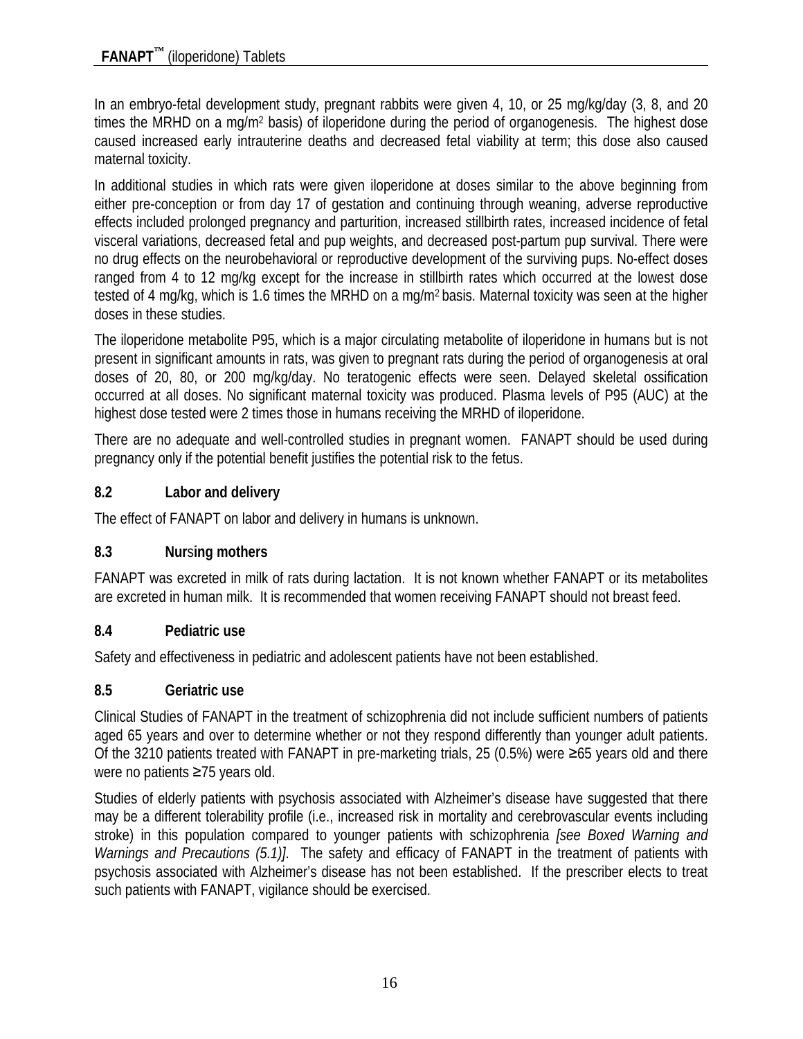In an embryo-fetal development study, pregnant rabbits were given 4, 10, or 25 mg/kg/day (3, 8, and 20 times the MRHD on a mg/m² basis) of iloperidone during the period of organogenesis. The highest dose caused increased early intrauterine deaths and decreased fetal viability at term; this dose also caused maternal toxicity.

In additional studies in which rats were given iloperidone at doses similar to the above beginning from either pre-conception or from day 17 of gestation and continuing through weaning, adverse reproductive effects included prolonged pregnancy and parturition, increased stillbirth rates, increased incidence of fetal visceral variations, decreased fetal and pup weights, and decreased post-partum pup survival. There were no drug effects on the neurobehavioral or reproductive development of the surviving pups. No-effect doses ranged from 4 to 12 mg/kg except for the increase in stillbirth rates which occurred at the lowest dose tested of 4 mg/kg, which is 1.6 times the MRHD on a mg/m² basis. Maternal toxicity was seen at the higher doses in these studies.

The iloperidone metabolite P95, which is a major circulating metabolite of iloperidone in humans but is not present in significant amounts in rats, was given to pregnant rats during the period of organogenesis at oral doses of 20, 80, or 200 mg/kg/day. No teratogenic effects were seen. Delayed skeletal ossification occurred at all doses. No significant maternal toxicity was produced. Plasma levels of P95 (AUC) at the highest dose tested were 2 times those in humans receiving the MRHD of iloperidone.

There are no adequate and well-controlled studies in pregnant women. FANAPT should be used during pregnancy only if the potential benefit justifies the potential risk to the fetus.

### 8.2 Labor and delivery

The effect of FANAPT on labor and delivery in humans is unknown.

### 8.3 Nursing mothers

FANAPT was excreted in milk of rats during lactation. It is not known whether FANAPT or its metabolites are excreted in human milk. It is recommended that women receiving FANAPT should not breast feed.

### 8.4 Pediatric use

Safety and effectiveness in pediatric and adolescent patients have not been established.

### 8.5 Geriatric use

Clinical Studies of FANAPT in the treatment of schizophrenia did not include sufficient numbers of patients aged 65 years and over to determine whether or not they respond differently than younger adult patients. Of the 3210 patients treated with FANAPT in pre-marketing trials, 25 (0.5%) were ≥65 years old and there were no patients ≥75 years old.

Studies of elderly patients with psychosis associated with Alzheimer's disease have suggested that there may be a different tolerability profile (i.e., increased risk in mortality and cerebrovascular events including stroke) in this population compared to younger patients with schizophrenia *[see Boxed Warning and Warnings and Precautions (5.1)]*. The safety and efficacy of FANAPT in the treatment of patients with psychosis associated with Alzheimer's disease has not been established. If the prescriber elects to treat such patients with FANAPT, vigilance should be exercised.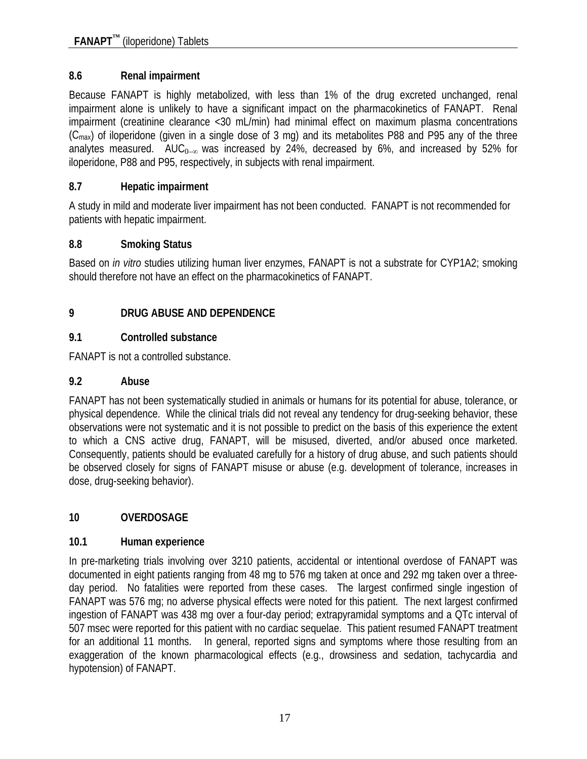### 8.6 Renal impairment

Because FANAPT is highly metabolized, with less than 1% of the drug excreted unchanged, renal impairment alone is unlikely to have a significant impact on the pharmacokinetics of FANAPT. Renal impairment (creatinine clearance <30 mL/min) had minimal effect on maximum plasma concentrations ($C_{max}$) of iloperidone (given in a single dose of 3 mg) and its metabolites P88 and P95 any of the three analytes measured. $AUC_{0-\infty}$ was increased by 24%, decreased by 6%, and increased by 52% for iloperidone, P88 and P95, respectively, in subjects with renal impairment.

### 8.7 Hepatic impairment

A study in mild and moderate liver impairment has not been conducted. FANAPT is not recommended for patients with hepatic impairment.

### 8.8 Smoking Status

Based on *in vitro* studies utilizing human liver enzymes, FANAPT is not a substrate for CYP1A2; smoking should therefore not have an effect on the pharmacokinetics of FANAPT.

## 9 DRUG ABUSE AND DEPENDENCE

### 9.1 Controlled substance

FANAPT is not a controlled substance.

### 9.2 Abuse

FANAPT has not been systematically studied in animals or humans for its potential for abuse, tolerance, or physical dependence. While the clinical trials did not reveal any tendency for drug-seeking behavior, these observations were not systematic and it is not possible to predict on the basis of this experience the extent to which a CNS active drug, FANAPT, will be misused, diverted, and/or abused once marketed. Consequently, patients should be evaluated carefully for a history of drug abuse, and such patients should be observed closely for signs of FANAPT misuse or abuse (e.g. development of tolerance, increases in dose, drug-seeking behavior).

## 10 OVERDOSAGE

### 10.1 Human experience

In pre-marketing trials involving over 3210 patients, accidental or intentional overdose of FANAPT was documented in eight patients ranging from 48 mg to 576 mg taken at once and 292 mg taken over a three-day period. No fatalities were reported from these cases. The largest confirmed single ingestion of FANAPT was 576 mg; no adverse physical effects were noted for this patient. The next largest confirmed ingestion of FANAPT was 438 mg over a four-day period; extrapyramidal symptoms and a QTc interval of 507 msec were reported for this patient with no cardiac sequelae. This patient resumed FANAPT treatment for an additional 11 months. In general, reported signs and symptoms where those resulting from an exaggeration of the known pharmacological effects (e.g., drowsiness and sedation, tachycardia and hypotension) of FANAPT.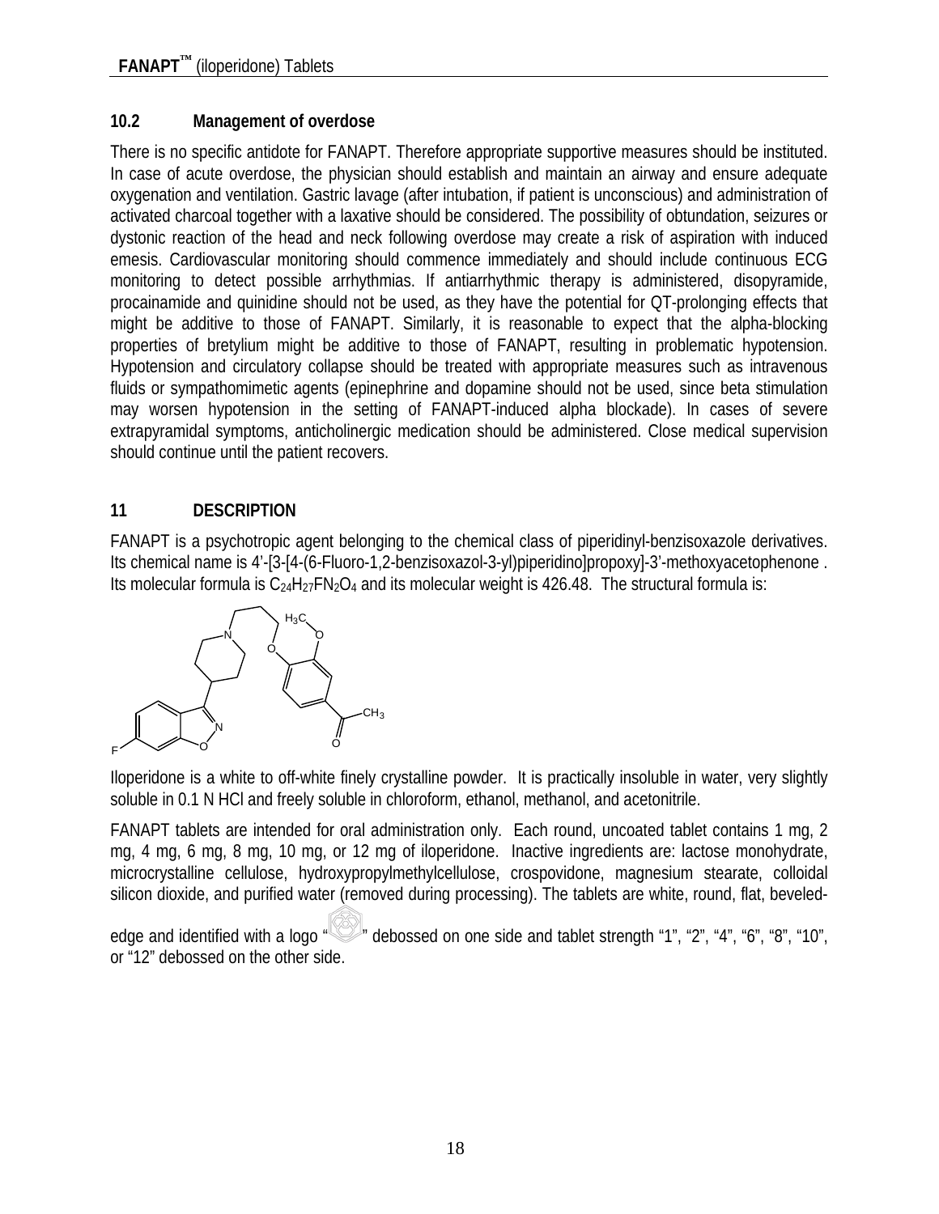### 10.2 Management of overdose

There is no specific antidote for FANAPT. Therefore appropriate supportive measures should be instituted. In case of acute overdose, the physician should establish and maintain an airway and ensure adequate oxygenation and ventilation. Gastric lavage (after intubation, if patient is unconscious) and administration of activated charcoal together with a laxative should be considered. The possibility of obtundation, seizures or dystonic reaction of the head and neck following overdose may create a risk of aspiration with induced emesis. Cardiovascular monitoring should commence immediately and should include continuous ECG monitoring to detect possible arrhythmias. If antiarrhythmic therapy is administered, disopyramide, procainamide and quinidine should not be used, as they have the potential for QT-prolonging effects that might be additive to those of FANAPT. Similarly, it is reasonable to expect that the alpha-blocking properties of bretylium might be additive to those of FANAPT, resulting in problematic hypotension. Hypotension and circulatory collapse should be treated with appropriate measures such as intravenous fluids or sympathomimetic agents (epinephrine and dopamine should not be used, since beta stimulation may worsen hypotension in the setting of FANAPT-induced alpha blockade). In cases of severe extrapyramidal symptoms, anticholinergic medication should be administered. Close medical supervision should continue until the patient recovers.

## 11 DESCRIPTION

FANAPT is a psychotropic agent belonging to the chemical class of piperidinyl-benzisoxazole derivatives. Its chemical name is 4'-[3-[4-(6-Fluoro-1,2-benzisoxazol-3-yl)piperidino]propoxy]-3'-methoxyacetophenone . Its molecular formula is $C_{24}H_{27}FN_2O_4$ and its molecular weight is 426.48. The structural formula is:

Iloperidone is a white to off-white finely crystalline powder. It is practically insoluble in water, very slightly soluble in 0.1 N HCl and freely soluble in chloroform, ethanol, methanol, and acetonitrile.

FANAPT tablets are intended for oral administration only. Each round, uncoated tablet contains 1 mg, 2 mg, 4 mg, 6 mg, 8 mg, 10 mg, or 12 mg of iloperidone. Inactive ingredients are: lactose monohydrate, microcrystalline cellulose, hydroxypropylmethylcellulose, crospovidone, magnesium stearate, colloidal silicon dioxide, and purified water (removed during processing). The tablets are white, round, flat, beveled-edge and identified with a logo " " debossed on one side and tablet strength "1", "2", "4", "6", "8", "10", or "12" debossed on the other side.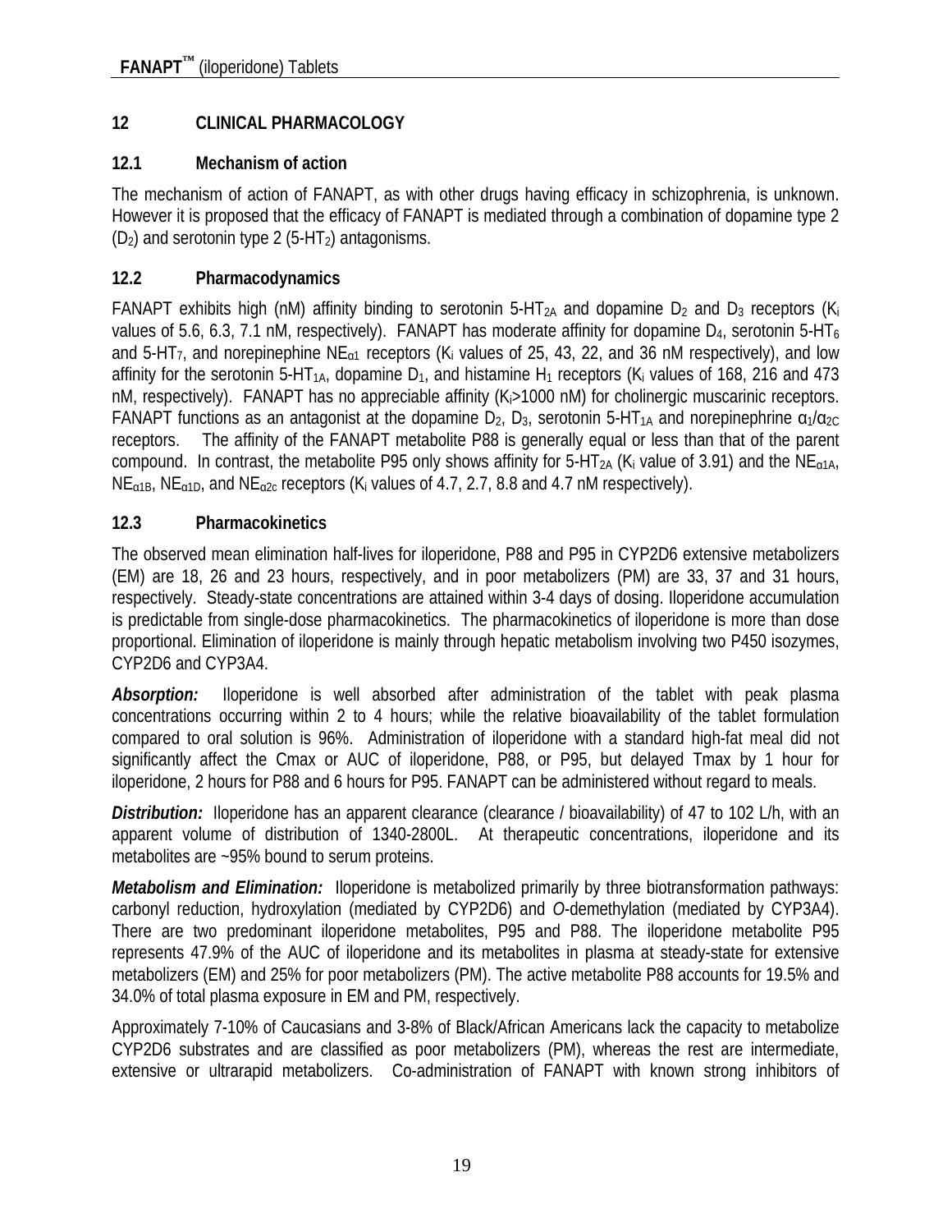## 12 CLINICAL PHARMACOLOGY

### 12.1 Mechanism of action

The mechanism of action of FANAPT, as with other drugs having efficacy in schizophrenia, is unknown. However it is proposed that the efficacy of FANAPT is mediated through a combination of dopamine type 2 ($D_2$) and serotonin type 2 ($5\text{-}HT_2$) antagonisms.

### 12.2 Pharmacodynamics

FANAPT exhibits high (nM) affinity binding to serotonin $5\text{-}HT_{2A}$ and dopamine $D_2$ and $D_3$ receptors ($K_i$ values of 5.6, 6.3, 7.1 nM, respectively). FANAPT has moderate affinity for dopamine $D_4$, serotonin $5\text{-}HT_6$ and $5\text{-}HT_7$, and norepinephine $NE_{\alpha 1}$ receptors ($K_i$ values of 25, 43, 22, and 36 nM respectively), and low affinity for the serotonin $5\text{-}HT_{1A}$, dopamine $D_1$, and histamine $H_1$ receptors ($K_i$ values of 168, 216 and 473 nM, respectively). FANAPT has no appreciable affinity ($K_i$>1000 nM) for cholinergic muscarinic receptors. FANAPT functions as an antagonist at the dopamine $D_2$, $D_3$, serotonin $5\text{-}HT_{1A}$ and norepinephrine $\alpha_1/\alpha_{2C}$ receptors. The affinity of the FANAPT metabolite P88 is generally equal or less than that of the parent compound. In contrast, the metabolite P95 only shows affinity for $5\text{-}HT_{2A}$ ($K_i$ value of 3.91) and the $NE_{\alpha 1A}$, $NE_{\alpha 1B}$, $NE_{\alpha 1D}$, and $NE_{\alpha 2c}$ receptors ($K_i$ values of 4.7, 2.7, 8.8 and 4.7 nM respectively).

### 12.3 Pharmacokinetics

The observed mean elimination half-lives for iloperidone, P88 and P95 in CYP2D6 extensive metabolizers (EM) are 18, 26 and 23 hours, respectively, and in poor metabolizers (PM) are 33, 37 and 31 hours, respectively. Steady-state concentrations are attained within 3-4 days of dosing. Iloperidone accumulation is predictable from single-dose pharmacokinetics. The pharmacokinetics of iloperidone is more than dose proportional. Elimination of iloperidone is mainly through hepatic metabolism involving two P450 isozymes, CYP2D6 and CYP3A4.

***Absorption:*** Iloperidone is well absorbed after administration of the tablet with peak plasma concentrations occurring within 2 to 4 hours; while the relative bioavailability of the tablet formulation compared to oral solution is 96%. Administration of iloperidone with a standard high-fat meal did not significantly affect the Cmax or AUC of iloperidone, P88, or P95, but delayed Tmax by 1 hour for iloperidone, 2 hours for P88 and 6 hours for P95. FANAPT can be administered without regard to meals.

***Distribution:*** Iloperidone has an apparent clearance (clearance / bioavailability) of 47 to 102 L/h, with an apparent volume of distribution of 1340-2800L. At therapeutic concentrations, iloperidone and its metabolites are ~95% bound to serum proteins.

***Metabolism and Elimination:*** Iloperidone is metabolized primarily by three biotransformation pathways: carbonyl reduction, hydroxylation (mediated by CYP2D6) and *O*-demethylation (mediated by CYP3A4). There are two predominant iloperidone metabolites, P95 and P88. The iloperidone metabolite P95 represents 47.9% of the AUC of iloperidone and its metabolites in plasma at steady-state for extensive metabolizers (EM) and 25% for poor metabolizers (PM). The active metabolite P88 accounts for 19.5% and 34.0% of total plasma exposure in EM and PM, respectively.

Approximately 7-10% of Caucasians and 3-8% of Black/African Americans lack the capacity to metabolize CYP2D6 substrates and are classified as poor metabolizers (PM), whereas the rest are intermediate, extensive or ultrarapid metabolizers. Co-administration of FANAPT with known strong inhibitors of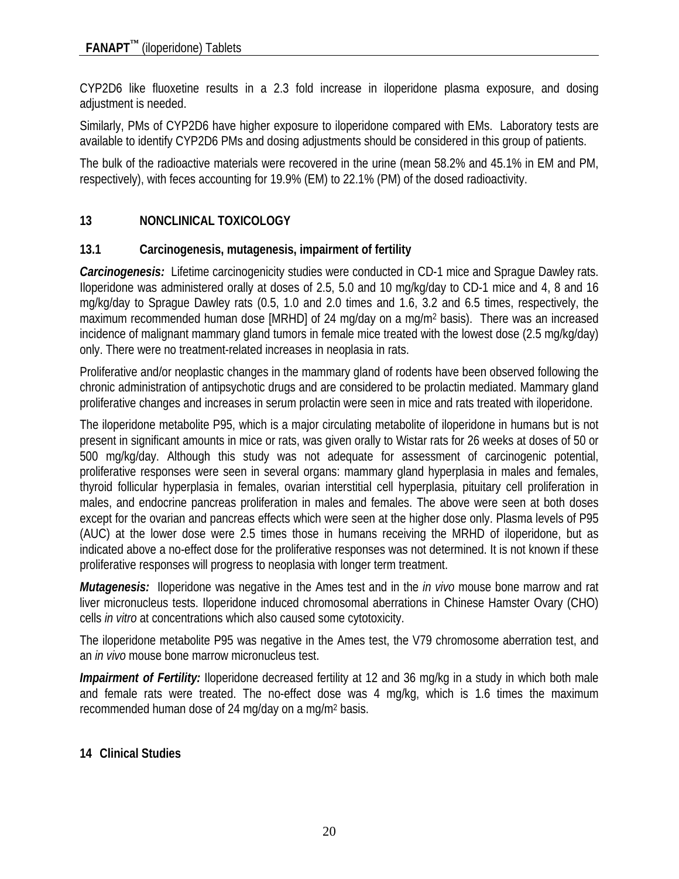CYP2D6 like fluoxetine results in a 2.3 fold increase in iloperidone plasma exposure, and dosing adjustment is needed.

Similarly, PMs of CYP2D6 have higher exposure to iloperidone compared with EMs. Laboratory tests are available to identify CYP2D6 PMs and dosing adjustments should be considered in this group of patients.

The bulk of the radioactive materials were recovered in the urine (mean 58.2% and 45.1% in EM and PM, respectively), with feces accounting for 19.9% (EM) to 22.1% (PM) of the dosed radioactivity.

## 13 NONCLINICAL TOXICOLOGY

### 13.1 Carcinogenesis, mutagenesis, impairment of fertility

***Carcinogenesis:*** Lifetime carcinogenicity studies were conducted in CD-1 mice and Sprague Dawley rats. Iloperidone was administered orally at doses of 2.5, 5.0 and 10 mg/kg/day to CD-1 mice and 4, 8 and 16 mg/kg/day to Sprague Dawley rats (0.5, 1.0 and 2.0 times and 1.6, 3.2 and 6.5 times, respectively, the maximum recommended human dose [MRHD] of 24 mg/day on a $mg/m^2$ basis). There was an increased incidence of malignant mammary gland tumors in female mice treated with the lowest dose (2.5 mg/kg/day) only. There were no treatment-related increases in neoplasia in rats.

Proliferative and/or neoplastic changes in the mammary gland of rodents have been observed following the chronic administration of antipsychotic drugs and are considered to be prolactin mediated. Mammary gland proliferative changes and increases in serum prolactin were seen in mice and rats treated with iloperidone.

The iloperidone metabolite P95, which is a major circulating metabolite of iloperidone in humans but is not present in significant amounts in mice or rats, was given orally to Wistar rats for 26 weeks at doses of 50 or 500 mg/kg/day. Although this study was not adequate for assessment of carcinogenic potential, proliferative responses were seen in several organs: mammary gland hyperplasia in males and females, thyroid follicular hyperplasia in females, ovarian interstitial cell hyperplasia, pituitary cell proliferation in males, and endocrine pancreas proliferation in males and females. The above were seen at both doses except for the ovarian and pancreas effects which were seen at the higher dose only. Plasma levels of P95 (AUC) at the lower dose were 2.5 times those in humans receiving the MRHD of iloperidone, but as indicated above a no-effect dose for the proliferative responses was not determined. It is not known if these proliferative responses will progress to neoplasia with longer term treatment.

***Mutagenesis:*** Iloperidone was negative in the Ames test and in the *in vivo* mouse bone marrow and rat liver micronucleus tests. Iloperidone induced chromosomal aberrations in Chinese Hamster Ovary (CHO) cells *in vitro* at concentrations which also caused some cytotoxicity.

The iloperidone metabolite P95 was negative in the Ames test, the V79 chromosome aberration test, and an *in vivo* mouse bone marrow micronucleus test.

***Impairment of Fertility:*** Iloperidone decreased fertility at 12 and 36 mg/kg in a study in which both male and female rats were treated. The no-effect dose was 4 mg/kg, which is 1.6 times the maximum recommended human dose of 24 mg/day on a $mg/m^2$ basis.

## 14 Clinical Studies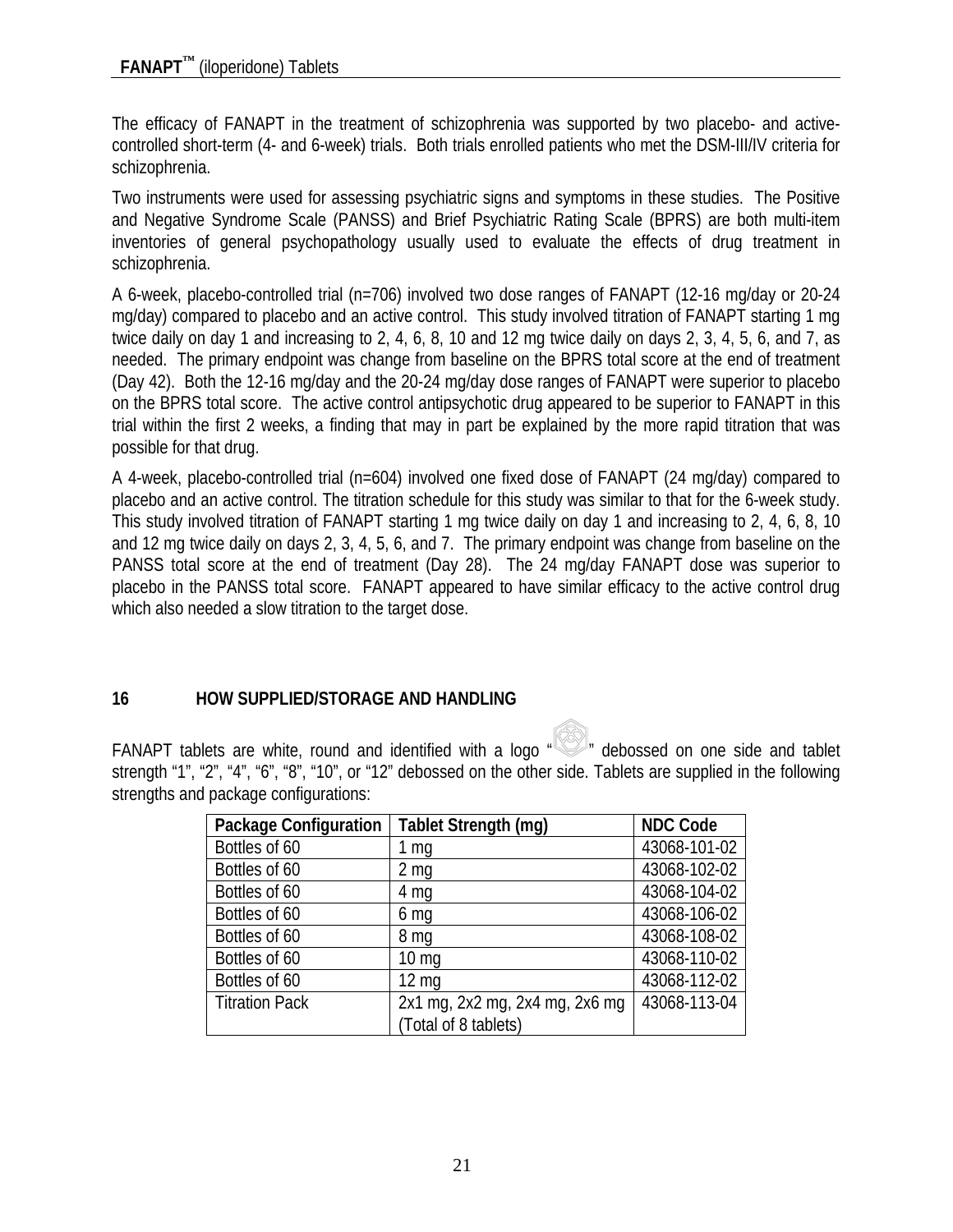The efficacy of FANAPT in the treatment of schizophrenia was supported by two placebo- and active-controlled short-term (4- and 6-week) trials. Both trials enrolled patients who met the DSM-III/IV criteria for schizophrenia.

Two instruments were used for assessing psychiatric signs and symptoms in these studies. The Positive and Negative Syndrome Scale (PANSS) and Brief Psychiatric Rating Scale (BPRS) are both multi-item inventories of general psychopathology usually used to evaluate the effects of drug treatment in schizophrenia.

A 6-week, placebo-controlled trial (n=706) involved two dose ranges of FANAPT (12-16 mg/day or 20-24 mg/day) compared to placebo and an active control. This study involved titration of FANAPT starting 1 mg twice daily on day 1 and increasing to 2, 4, 6, 8, 10 and 12 mg twice daily on days 2, 3, 4, 5, 6, and 7, as needed. The primary endpoint was change from baseline on the BPRS total score at the end of treatment (Day 42). Both the 12-16 mg/day and the 20-24 mg/day dose ranges of FANAPT were superior to placebo on the BPRS total score. The active control antipsychotic drug appeared to be superior to FANAPT in this trial within the first 2 weeks, a finding that may in part be explained by the more rapid titration that was possible for that drug.

A 4-week, placebo-controlled trial (n=604) involved one fixed dose of FANAPT (24 mg/day) compared to placebo and an active control. The titration schedule for this study was similar to that for the 6-week study. This study involved titration of FANAPT starting 1 mg twice daily on day 1 and increasing to 2, 4, 6, 8, 10 and 12 mg twice daily on days 2, 3, 4, 5, 6, and 7. The primary endpoint was change from baseline on the PANSS total score at the end of treatment (Day 28). The 24 mg/day FANAPT dose was superior to placebo in the PANSS total score. FANAPT appeared to have similar efficacy to the active control drug which also needed a slow titration to the target dose.

## 16 HOW SUPPLIED/STORAGE AND HANDLING

FANAPT tablets are white, round and identified with a logo " " debossed on one side and tablet strength "1", "2", "4", "6", "8", "10", or "12" debossed on the other side. Tablets are supplied in the following strengths and package configurations:

| Package Configuration | Tablet Strength (mg) | NDC Code |
|---|---|---|
| Bottles of 60 | 1 mg | 43068-101-02 |
| Bottles of 60 | 2 mg | 43068-102-02 |
| Bottles of 60 | 4 mg | 43068-104-02 |
| Bottles of 60 | 6 mg | 43068-106-02 |
| Bottles of 60 | 8 mg | 43068-108-02 |
| Bottles of 60 | 10 mg | 43068-110-02 |
| Bottles of 60 | 12 mg | 43068-112-02 |
| Titration Pack | 2x1 mg, 2x2 mg, 2x4 mg, 2x6 mg (Total of 8 tablets) | 43068-113-04 |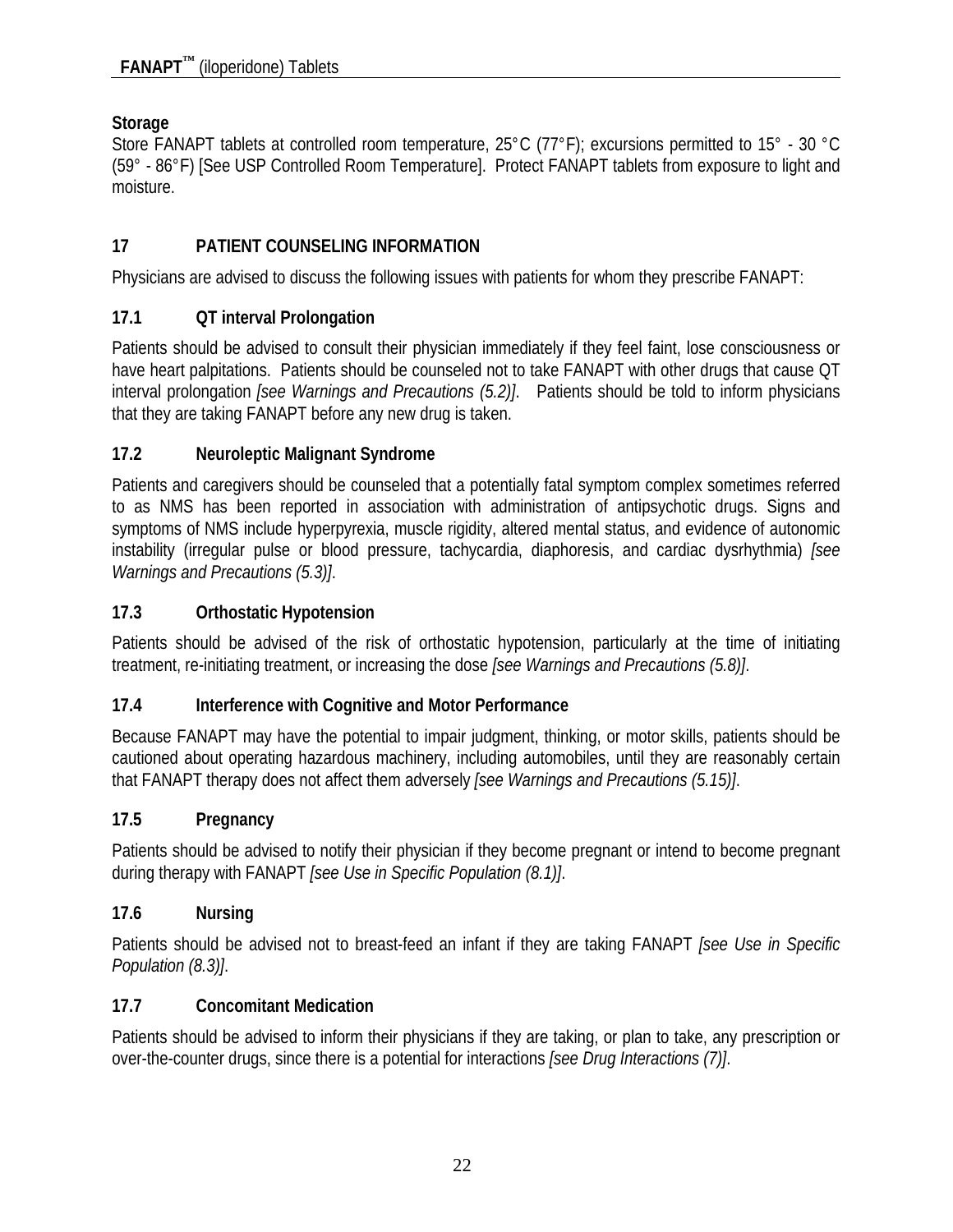**Storage**

Store FANAPT tablets at controlled room temperature, 25°C (77°F); excursions permitted to 15° - 30 °C (59° - 86°F) [See USP Controlled Room Temperature]. Protect FANAPT tablets from exposure to light and moisture.

## 17 PATIENT COUNSELING INFORMATION

Physicians are advised to discuss the following issues with patients for whom they prescribe FANAPT:

### 17.1 QT interval Prolongation

Patients should be advised to consult their physician immediately if they feel faint, lose consciousness or have heart palpitations. Patients should be counseled not to take FANAPT with other drugs that cause QT interval prolongation *[see Warnings and Precautions (5.2)]*. Patients should be told to inform physicians that they are taking FANAPT before any new drug is taken.

### 17.2 Neuroleptic Malignant Syndrome

Patients and caregivers should be counseled that a potentially fatal symptom complex sometimes referred to as NMS has been reported in association with administration of antipsychotic drugs. Signs and symptoms of NMS include hyperpyrexia, muscle rigidity, altered mental status, and evidence of autonomic instability (irregular pulse or blood pressure, tachycardia, diaphoresis, and cardiac dysrhythmia) *[see Warnings and Precautions (5.3)]*.

### 17.3 Orthostatic Hypotension

Patients should be advised of the risk of orthostatic hypotension, particularly at the time of initiating treatment, re-initiating treatment, or increasing the dose *[see Warnings and Precautions (5.8)]*.

### 17.4 Interference with Cognitive and Motor Performance

Because FANAPT may have the potential to impair judgment, thinking, or motor skills, patients should be cautioned about operating hazardous machinery, including automobiles, until they are reasonably certain that FANAPT therapy does not affect them adversely *[see Warnings and Precautions (5.15)]*.

### 17.5 Pregnancy

Patients should be advised to notify their physician if they become pregnant or intend to become pregnant during therapy with FANAPT *[see Use in Specific Population (8.1)]*.

### 17.6 Nursing

Patients should be advised not to breast-feed an infant if they are taking FANAPT *[see Use in Specific Population (8.3)]*.

### 17.7 Concomitant Medication

Patients should be advised to inform their physicians if they are taking, or plan to take, any prescription or over-the-counter drugs, since there is a potential for interactions *[see Drug Interactions (7)]*.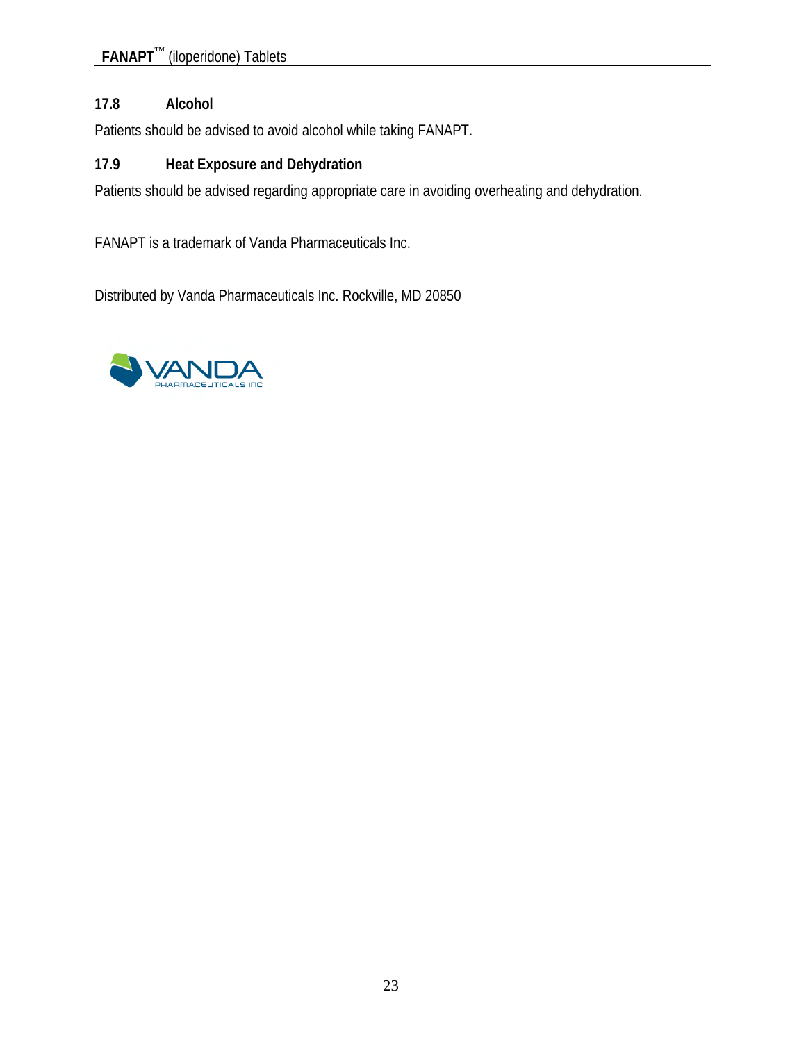### 17.8 Alcohol

Patients should be advised to avoid alcohol while taking FANAPT.

### 17.9 Heat Exposure and Dehydration

Patients should be advised regarding appropriate care in avoiding overheating and dehydration.

FANAPT is a trademark of Vanda Pharmaceuticals Inc.

Distributed by Vanda Pharmaceuticals Inc. Rockville, MD 20850

VANDA PHARMACEUTICALS INC.